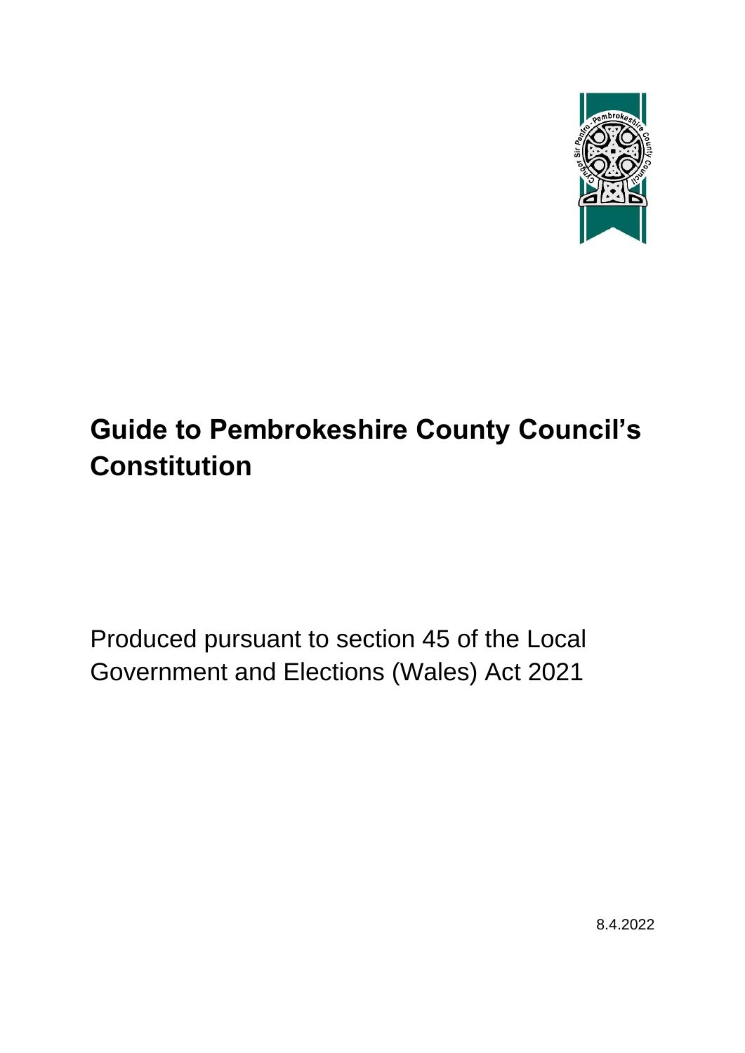# Guide to Pembrokeshire County Council's Constitution

Produced pursuant to section 45 of the Local Government and Elections (Wales) Act 2021

8.4.2022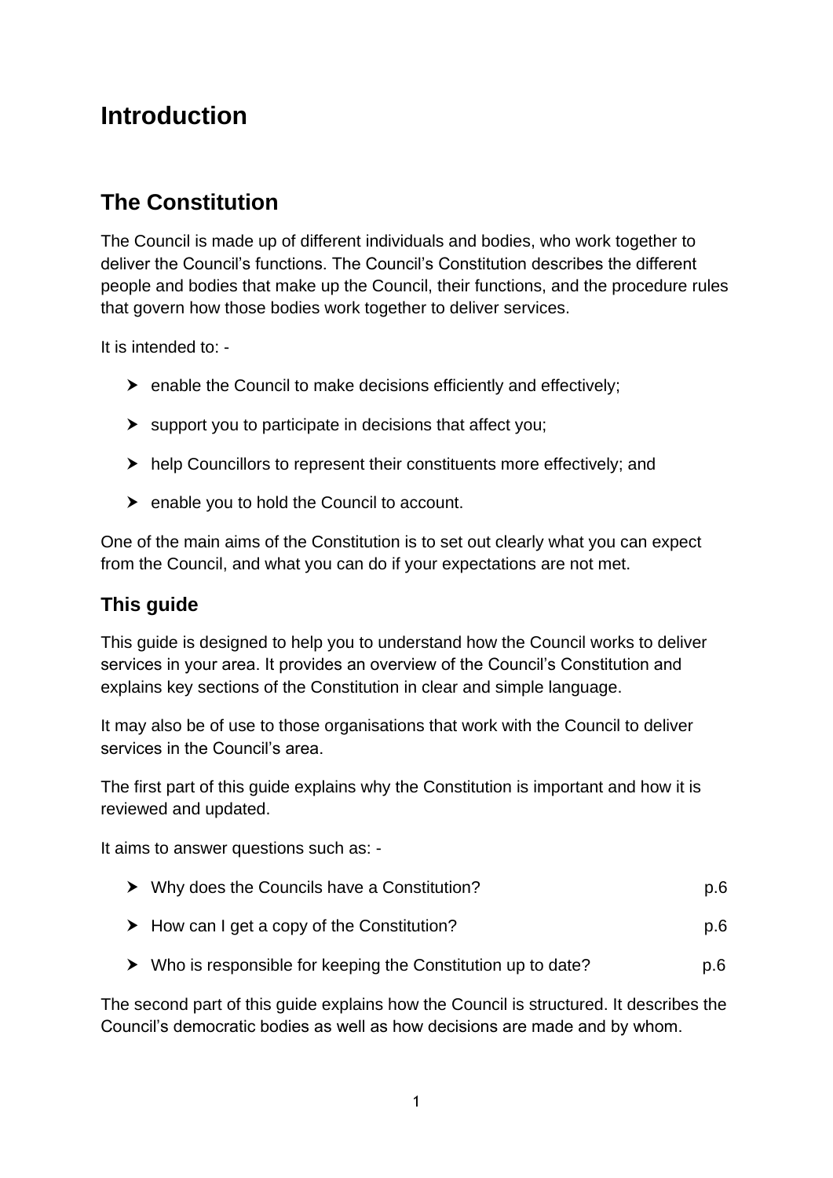# Introduction

## The Constitution

The Council is made up of different individuals and bodies, who work together to deliver the Council's functions. The Council's Constitution describes the different people and bodies that make up the Council, their functions, and the procedure rules that govern how those bodies work together to deliver services.

It is intended to: -

- enable the Council to make decisions efficiently and effectively;
- support you to participate in decisions that affect you;
- help Councillors to represent their constituents more effectively; and
- enable you to hold the Council to account.

One of the main aims of the Constitution is to set out clearly what you can expect from the Council, and what you can do if your expectations are not met.

### This guide

This guide is designed to help you to understand how the Council works to deliver services in your area. It provides an overview of the Council's Constitution and explains key sections of the Constitution in clear and simple language.

It may also be of use to those organisations that work with the Council to deliver services in the Council's area.

The first part of this guide explains why the Constitution is important and how it is reviewed and updated.

It aims to answer questions such as: -

- Why does the Councils have a Constitution? p.6
- How can I get a copy of the Constitution? p.6
- Who is responsible for keeping the Constitution up to date? p.6

The second part of this guide explains how the Council is structured. It describes the Council's democratic bodies as well as how decisions are made and by whom.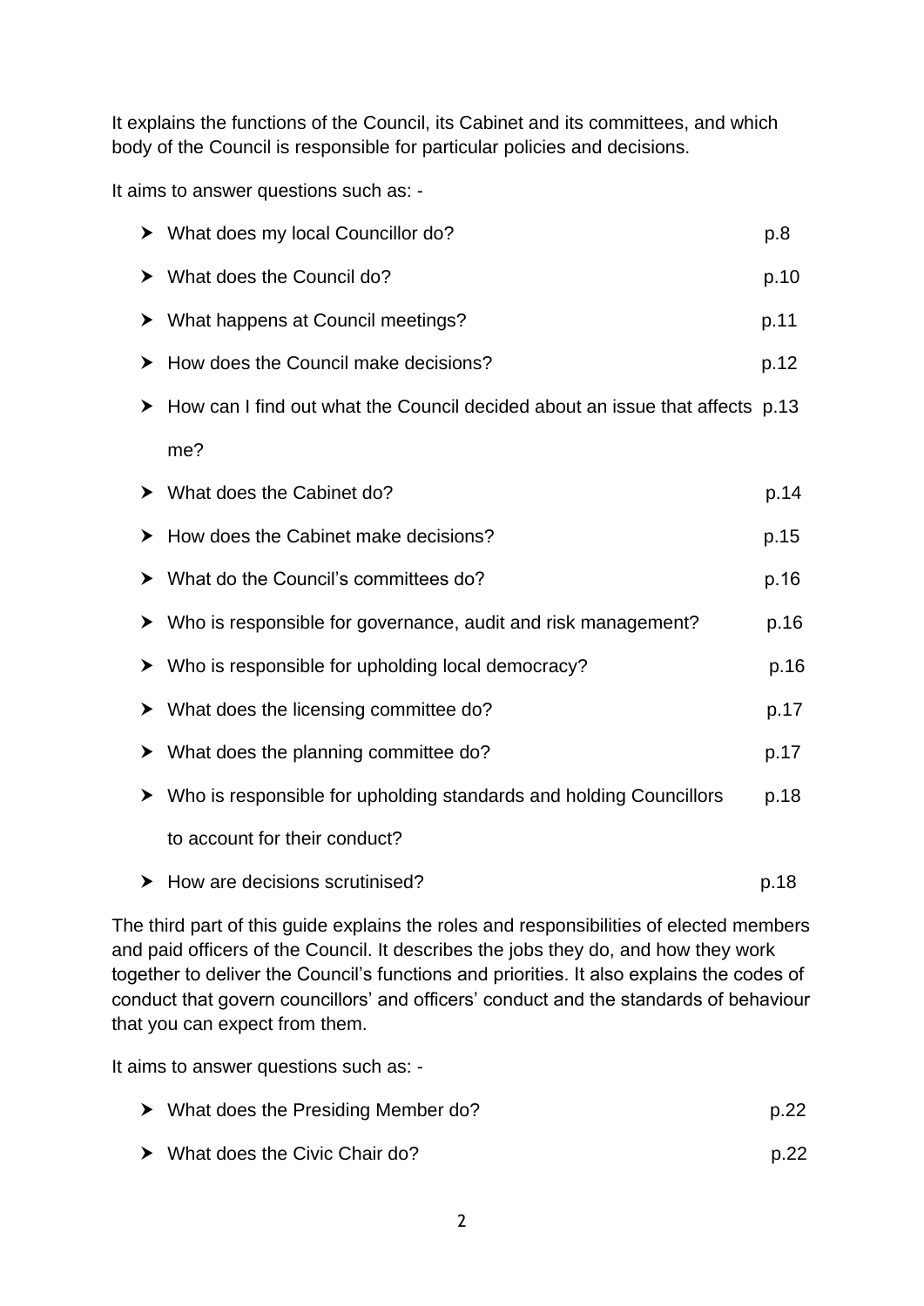It explains the functions of the Council, its Cabinet and its committees, and which body of the Council is responsible for particular policies and decisions.

It aims to answer questions such as: -

- What does my local Councillor do? p.8
- What does the Council do? p.10
- What happens at Council meetings? p.11
- How does the Council make decisions? p.12
- How can I find out what the Council decided about an issue that affects me? p.13
- What does the Cabinet do? p.14
- How does the Cabinet make decisions? p.15
- What do the Council's committees do? p.16
- Who is responsible for governance, audit and risk management? p.16
- Who is responsible for upholding local democracy? p.16
- What does the licensing committee do? p.17
- What does the planning committee do? p.17
- Who is responsible for upholding standards and holding Councillors to account for their conduct? p.18
- How are decisions scrutinised? p.18

The third part of this guide explains the roles and responsibilities of elected members and paid officers of the Council. It describes the jobs they do, and how they work together to deliver the Council's functions and priorities. It also explains the codes of conduct that govern councillors' and officers' conduct and the standards of behaviour that you can expect from them.

It aims to answer questions such as: -

- What does the Presiding Member do? p.22
- What does the Civic Chair do? p.22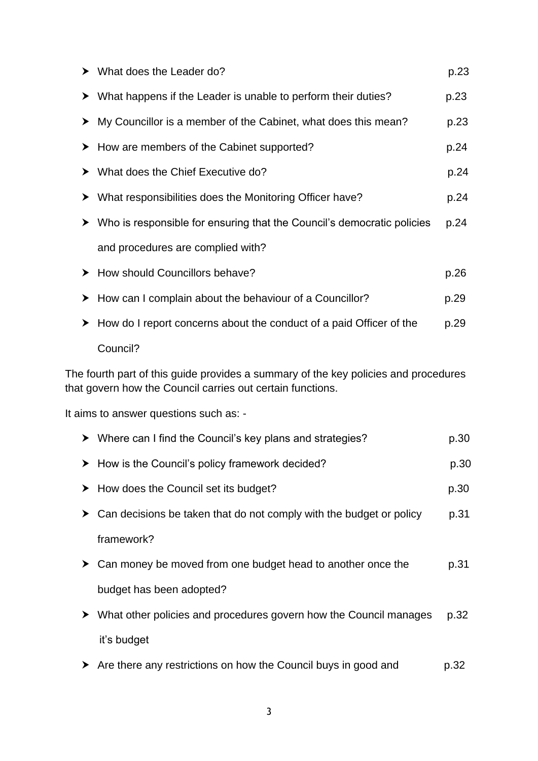- What does the Leader do? p.23
- What happens if the Leader is unable to perform their duties? p.23
- My Councillor is a member of the Cabinet, what does this mean? p.23
- How are members of the Cabinet supported? p.24
- What does the Chief Executive do? p.24
- What responsibilities does the Monitoring Officer have? p.24
- Who is responsible for ensuring that the Council's democratic policies and procedures are complied with? p.24
- How should Councillors behave? p.26
- How can I complain about the behaviour of a Councillor? p.29
- How do I report concerns about the conduct of a paid Officer of the Council? p.29

The fourth part of this guide provides a summary of the key policies and procedures that govern how the Council carries out certain functions.

It aims to answer questions such as: -

- Where can I find the Council's key plans and strategies? p.30
- How is the Council's policy framework decided? p.30
- How does the Council set its budget? p.30
- Can decisions be taken that do not comply with the budget or policy framework? p.31
- Can money be moved from one budget head to another once the budget has been adopted? p.31
- What other policies and procedures govern how the Council manages it's budget p.32
- Are there any restrictions on how the Council buys in good and p.32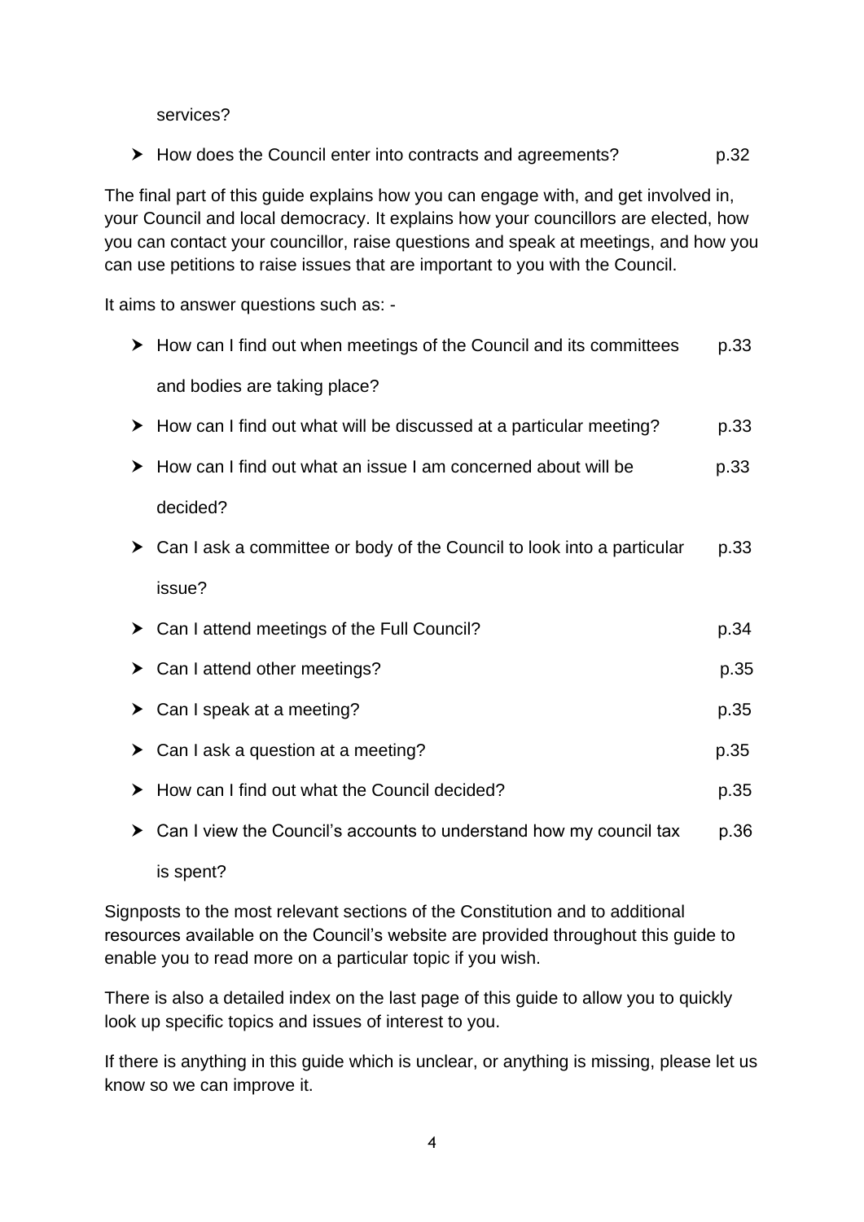services?

- How does the Council enter into contracts and agreements? p.32

The final part of this guide explains how you can engage with, and get involved in, your Council and local democracy. It explains how your councillors are elected, how you can contact your councillor, raise questions and speak at meetings, and how you can use petitions to raise issues that are important to you with the Council.

It aims to answer questions such as: -

- How can I find out when meetings of the Council and its committees and bodies are taking place? p.33
- How can I find out what will be discussed at a particular meeting? p.33
- How can I find out what an issue I am concerned about will be decided? p.33
- Can I ask a committee or body of the Council to look into a particular issue? p.33
- Can I attend meetings of the Full Council? p.34
- Can I attend other meetings? p.35
- Can I speak at a meeting? p.35
- Can I ask a question at a meeting? p.35
- How can I find out what the Council decided? p.35
- Can I view the Council's accounts to understand how my council tax is spent? p.36

Signposts to the most relevant sections of the Constitution and to additional resources available on the Council's website are provided throughout this guide to enable you to read more on a particular topic if you wish.

There is also a detailed index on the last page of this guide to allow you to quickly look up specific topics and issues of interest to you.

If there is anything in this guide which is unclear, or anything is missing, please let us know so we can improve it.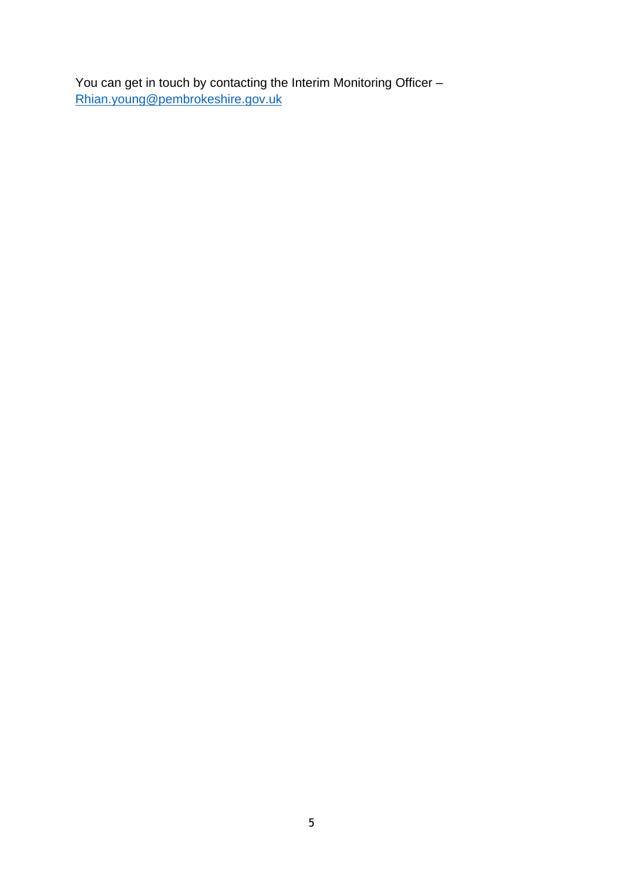You can get in touch by contacting the Interim Monitoring Officer – [Rhian.young@pembrokeshire.gov.uk](mailto:Rhian.young@pembrokeshire.gov.uk)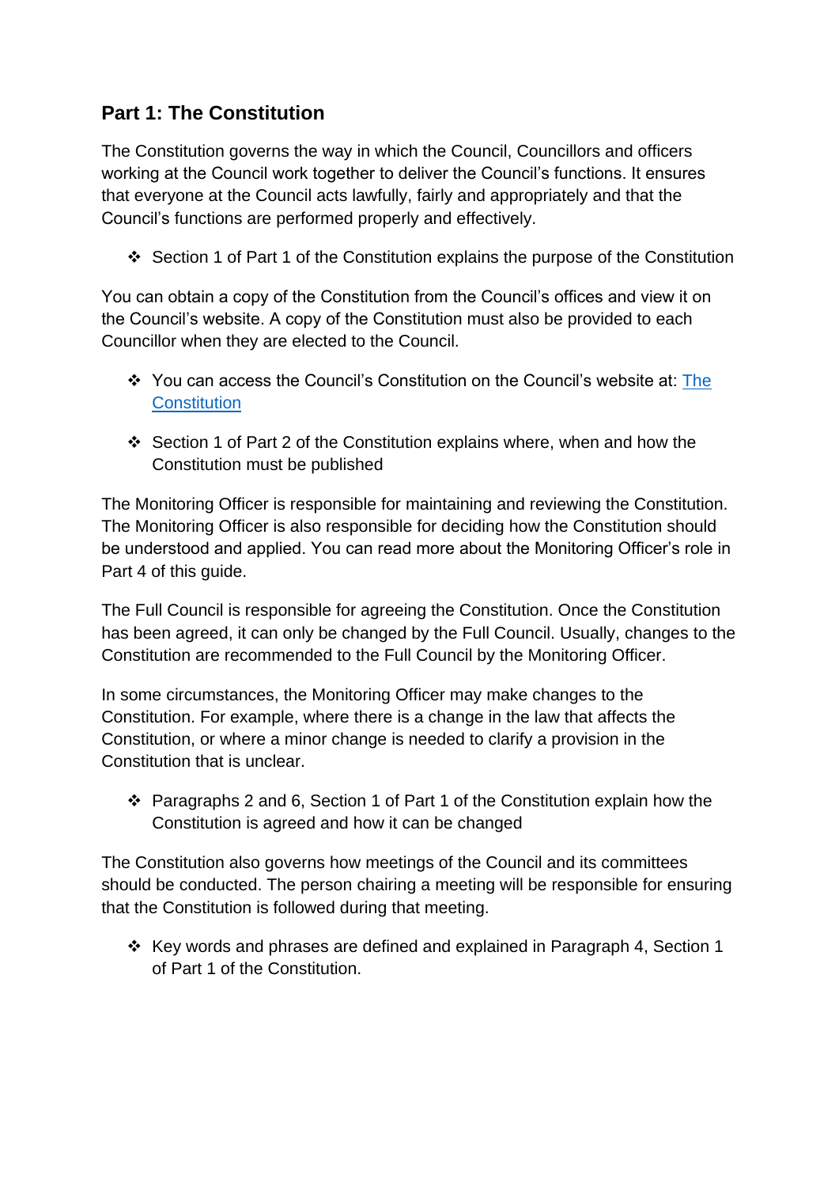## Part 1: The Constitution

The Constitution governs the way in which the Council, Councillors and officers working at the Council work together to deliver the Council's functions. It ensures that everyone at the Council acts lawfully, fairly and appropriately and that the Council's functions are performed properly and effectively.

- ❖ Section 1 of Part 1 of the Constitution explains the purpose of the Constitution

You can obtain a copy of the Constitution from the Council's offices and view it on the Council's website. A copy of the Constitution must also be provided to each Councillor when they are elected to the Council.

- ❖ You can access the Council's Constitution on the Council's website at: The Constitution

- ❖ Section 1 of Part 2 of the Constitution explains where, when and how the Constitution must be published

The Monitoring Officer is responsible for maintaining and reviewing the Constitution. The Monitoring Officer is also responsible for deciding how the Constitution should be understood and applied. You can read more about the Monitoring Officer's role in Part 4 of this guide.

The Full Council is responsible for agreeing the Constitution. Once the Constitution has been agreed, it can only be changed by the Full Council. Usually, changes to the Constitution are recommended to the Full Council by the Monitoring Officer.

In some circumstances, the Monitoring Officer may make changes to the Constitution. For example, where there is a change in the law that affects the Constitution, or where a minor change is needed to clarify a provision in the Constitution that is unclear.

- ❖ Paragraphs 2 and 6, Section 1 of Part 1 of the Constitution explain how the Constitution is agreed and how it can be changed

The Constitution also governs how meetings of the Council and its committees should be conducted. The person chairing a meeting will be responsible for ensuring that the Constitution is followed during that meeting.

- ❖ Key words and phrases are defined and explained in Paragraph 4, Section 1 of Part 1 of the Constitution.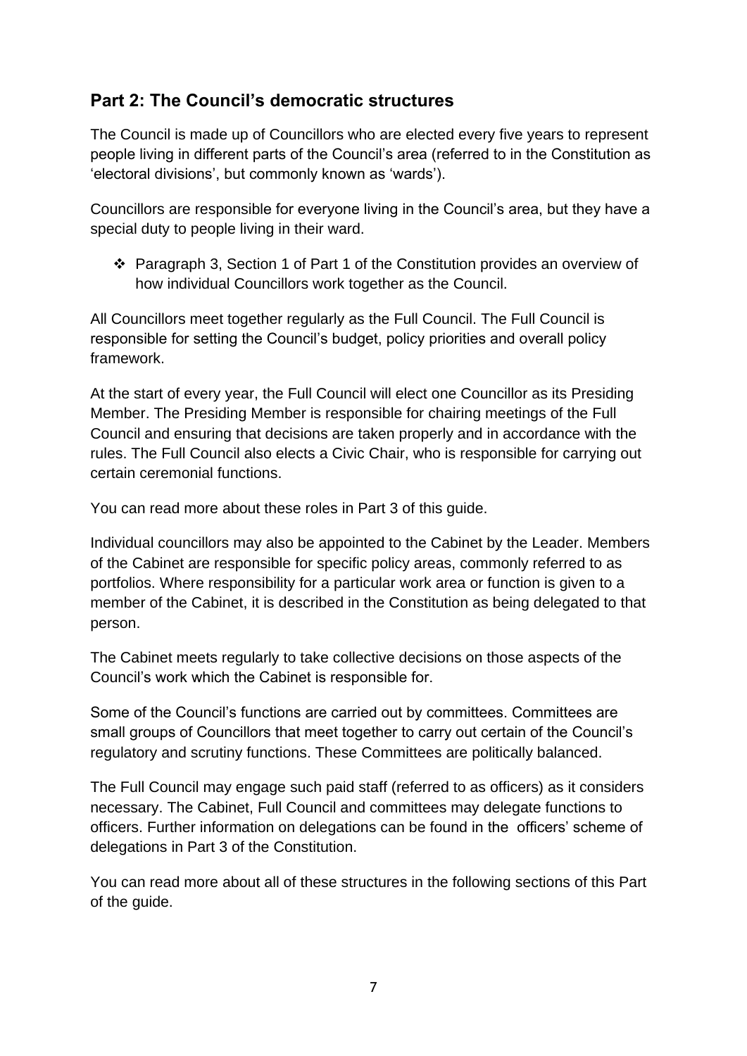## Part 2: The Council's democratic structures

The Council is made up of Councillors who are elected every five years to represent people living in different parts of the Council's area (referred to in the Constitution as 'electoral divisions', but commonly known as 'wards').

Councillors are responsible for everyone living in the Council's area, but they have a special duty to people living in their ward.

- ❖ Paragraph 3, Section 1 of Part 1 of the Constitution provides an overview of how individual Councillors work together as the Council.

All Councillors meet together regularly as the Full Council. The Full Council is responsible for setting the Council's budget, policy priorities and overall policy framework.

At the start of every year, the Full Council will elect one Councillor as its Presiding Member. The Presiding Member is responsible for chairing meetings of the Full Council and ensuring that decisions are taken properly and in accordance with the rules. The Full Council also elects a Civic Chair, who is responsible for carrying out certain ceremonial functions.

You can read more about these roles in Part 3 of this guide.

Individual councillors may also be appointed to the Cabinet by the Leader. Members of the Cabinet are responsible for specific policy areas, commonly referred to as portfolios. Where responsibility for a particular work area or function is given to a member of the Cabinet, it is described in the Constitution as being delegated to that person.

The Cabinet meets regularly to take collective decisions on those aspects of the Council's work which the Cabinet is responsible for.

Some of the Council's functions are carried out by committees. Committees are small groups of Councillors that meet together to carry out certain of the Council's regulatory and scrutiny functions. These Committees are politically balanced.

The Full Council may engage such paid staff (referred to as officers) as it considers necessary. The Cabinet, Full Council and committees may delegate functions to officers. Further information on delegations can be found in the officers' scheme of delegations in Part 3 of the Constitution.

You can read more about all of these structures in the following sections of this Part of the guide.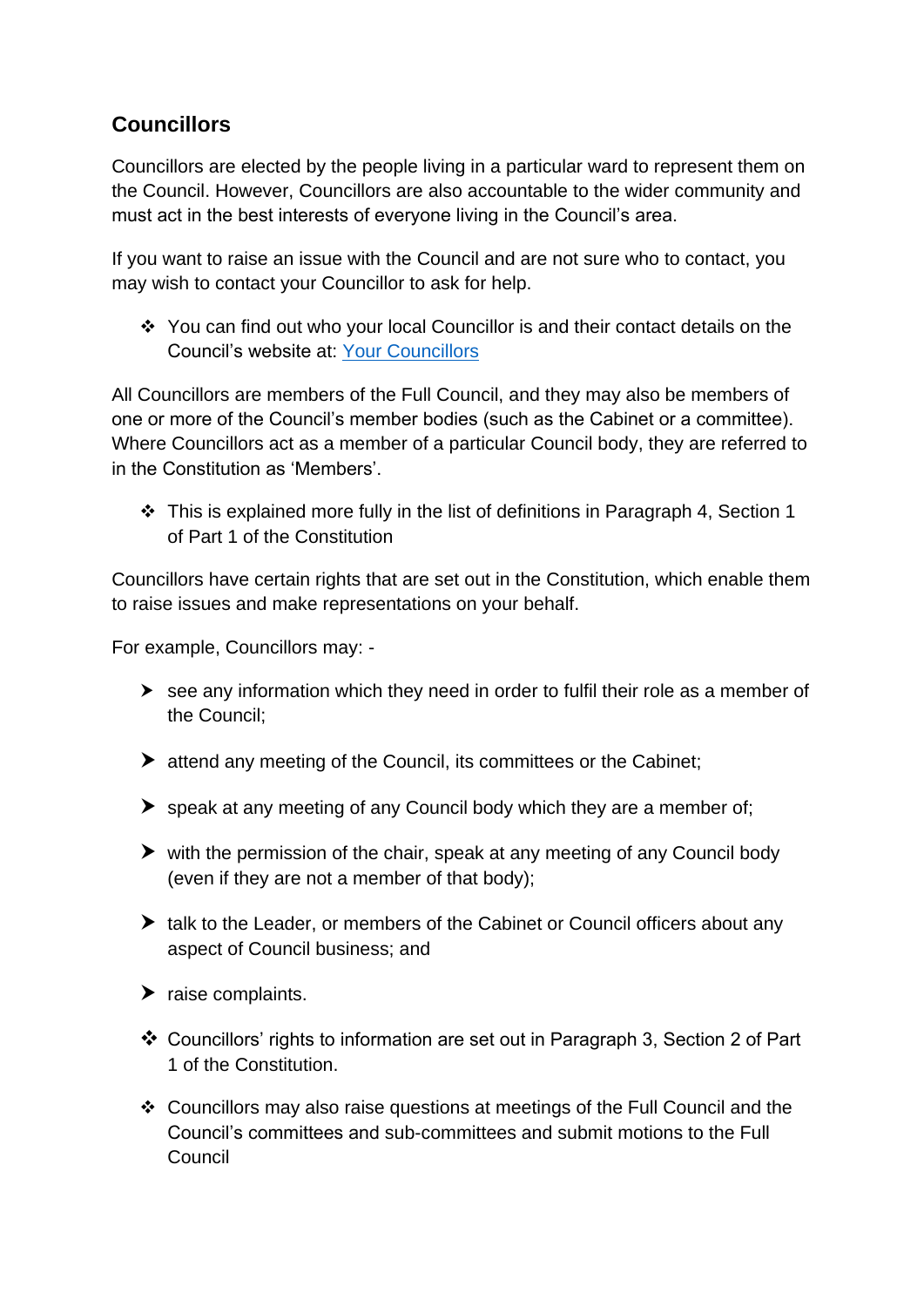## Councillors

Councillors are elected by the people living in a particular ward to represent them on the Council. However, Councillors are also accountable to the wider community and must act in the best interests of everyone living in the Council's area.

If you want to raise an issue with the Council and are not sure who to contact, you may wish to contact your Councillor to ask for help.

- ❖ You can find out who your local Councillor is and their contact details on the Council's website at: Your Councillors

All Councillors are members of the Full Council, and they may also be members of one or more of the Council's member bodies (such as the Cabinet or a committee). Where Councillors act as a member of a particular Council body, they are referred to in the Constitution as 'Members'.

- ❖ This is explained more fully in the list of definitions in Paragraph 4, Section 1 of Part 1 of the Constitution

Councillors have certain rights that are set out in the Constitution, which enable them to raise issues and make representations on your behalf.

For example, Councillors may: -

- see any information which they need in order to fulfil their role as a member of the Council;
- attend any meeting of the Council, its committees or the Cabinet;
- speak at any meeting of any Council body which they are a member of;
- with the permission of the chair, speak at any meeting of any Council body (even if they are not a member of that body);
- talk to the Leader, or members of the Cabinet or Council officers about any aspect of Council business; and
- raise complaints.

- ❖ Councillors' rights to information are set out in Paragraph 3, Section 2 of Part 1 of the Constitution.
- ❖ Councillors may also raise questions at meetings of the Full Council and the Council's committees and sub-committees and submit motions to the Full Council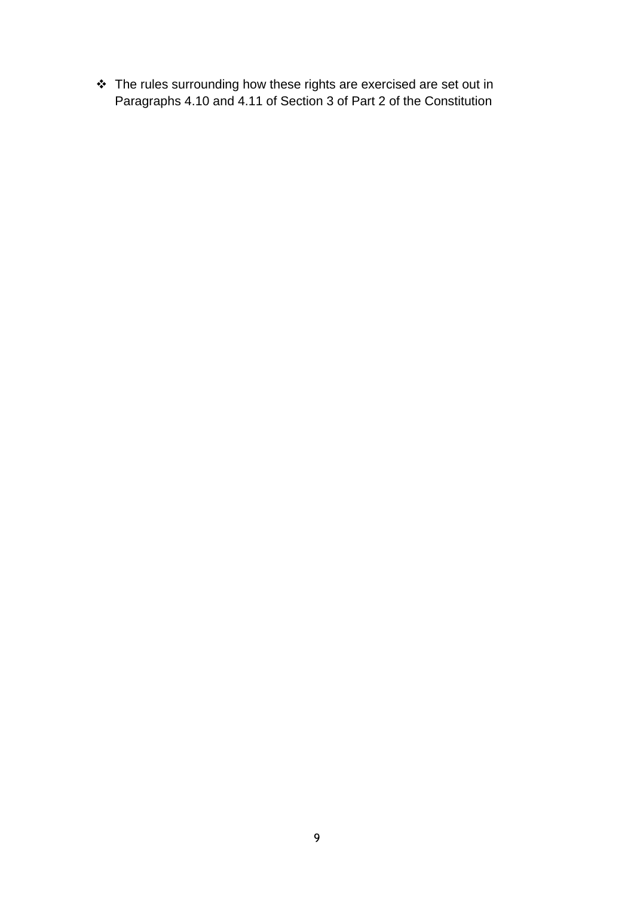- The rules surrounding how these rights are exercised are set out in Paragraphs 4.10 and 4.11 of Section 3 of Part 2 of the Constitution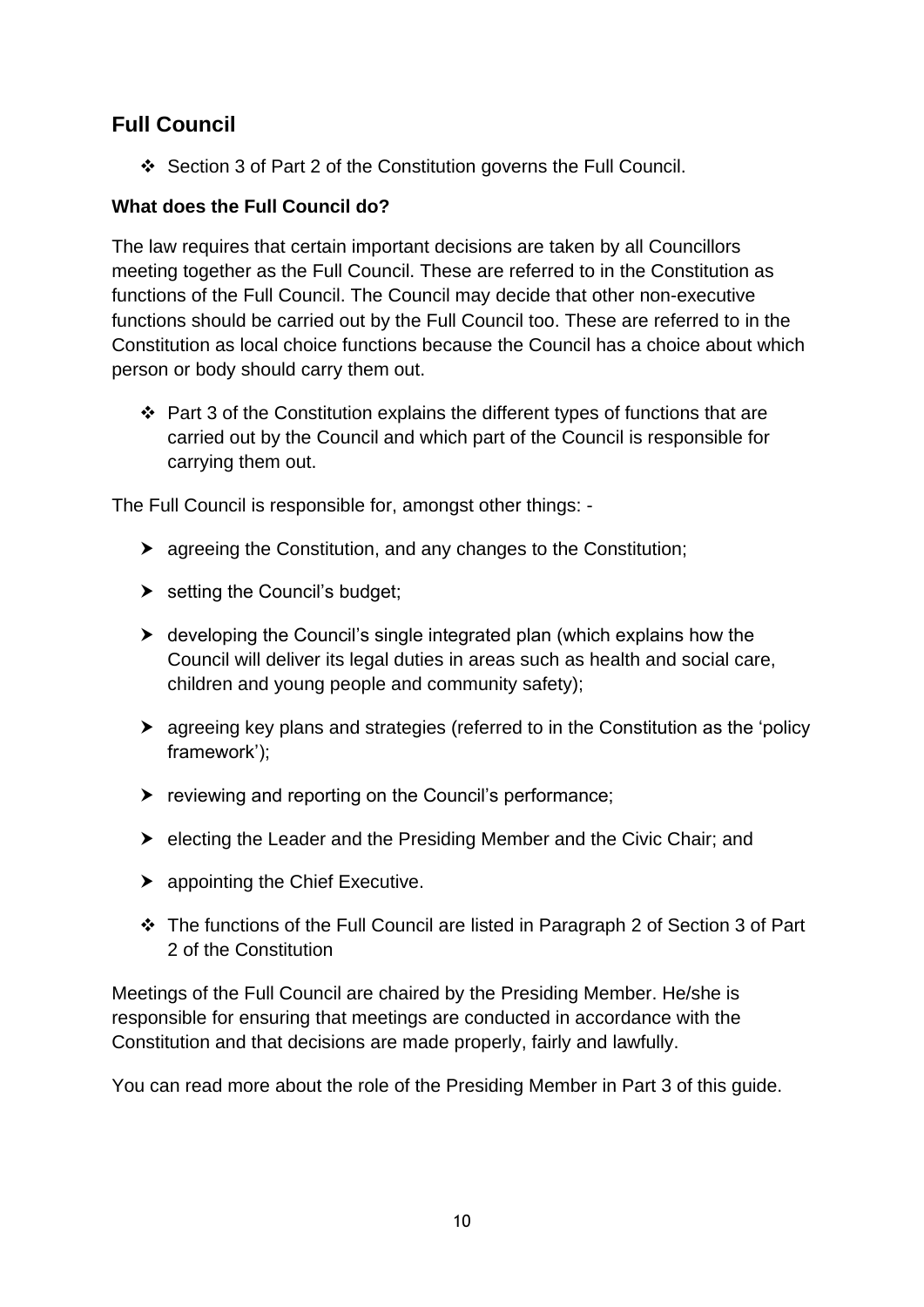## Full Council

- ❖ Section 3 of Part 2 of the Constitution governs the Full Council.

**What does the Full Council do?**

The law requires that certain important decisions are taken by all Councillors meeting together as the Full Council. These are referred to in the Constitution as functions of the Full Council. The Council may decide that other non-executive functions should be carried out by the Full Council too. These are referred to in the Constitution as local choice functions because the Council has a choice about which person or body should carry them out.

- ❖ Part 3 of the Constitution explains the different types of functions that are carried out by the Council and which part of the Council is responsible for carrying them out.

The Full Council is responsible for, amongst other things: -

- agreeing the Constitution, and any changes to the Constitution;
- setting the Council's budget;
- developing the Council's single integrated plan (which explains how the Council will deliver its legal duties in areas such as health and social care, children and young people and community safety);
- agreeing key plans and strategies (referred to in the Constitution as the 'policy framework');
- reviewing and reporting on the Council's performance;
- electing the Leader and the Presiding Member and the Civic Chair; and
- appointing the Chief Executive.

- ❖ The functions of the Full Council are listed in Paragraph 2 of Section 3 of Part 2 of the Constitution

Meetings of the Full Council are chaired by the Presiding Member. He/she is responsible for ensuring that meetings are conducted in accordance with the Constitution and that decisions are made properly, fairly and lawfully.

You can read more about the role of the Presiding Member in Part 3 of this guide.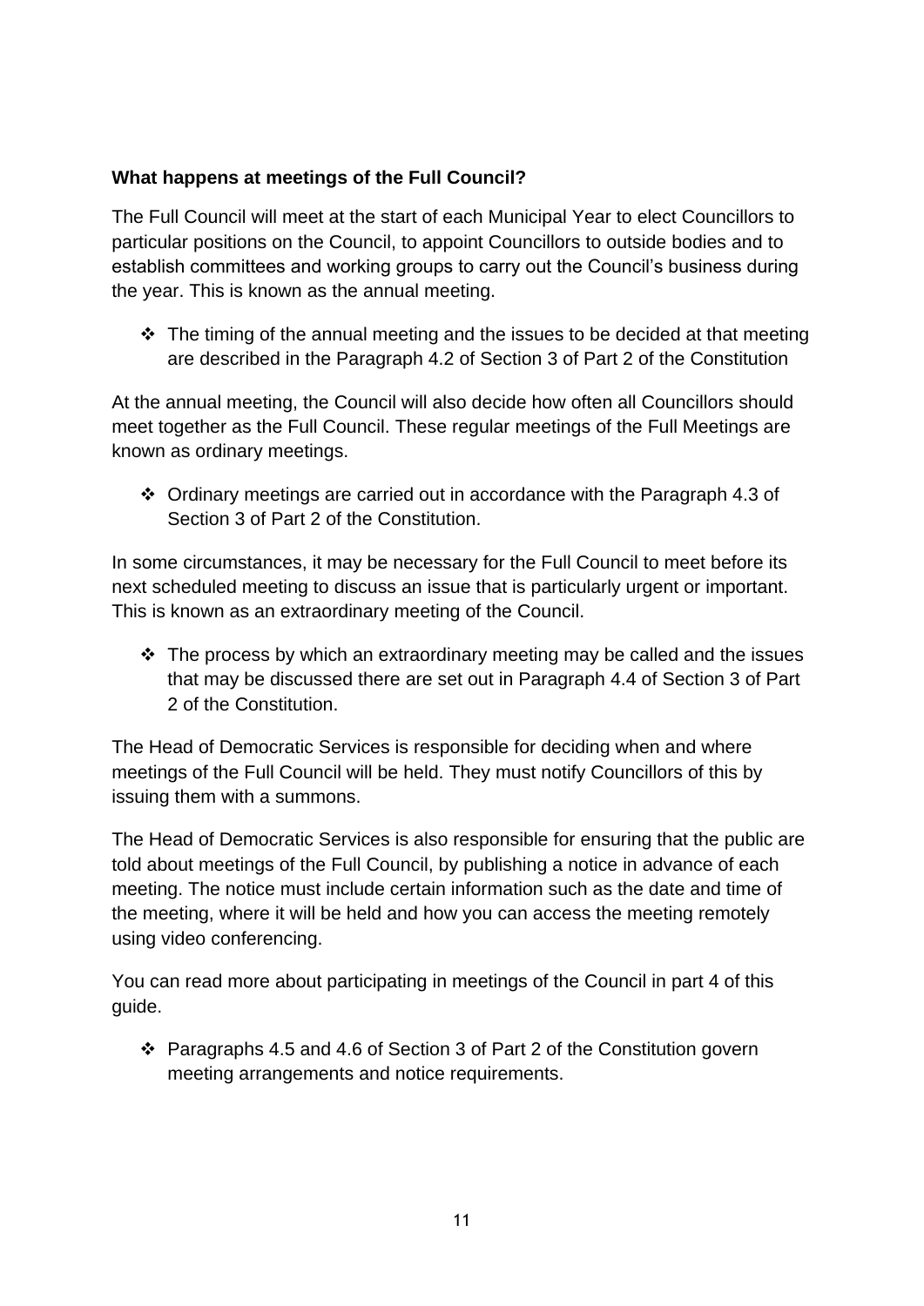**What happens at meetings of the Full Council?**

The Full Council will meet at the start of each Municipal Year to elect Councillors to particular positions on the Council, to appoint Councillors to outside bodies and to establish committees and working groups to carry out the Council's business during the year. This is known as the annual meeting.

- ❖ The timing of the annual meeting and the issues to be decided at that meeting are described in the Paragraph 4.2 of Section 3 of Part 2 of the Constitution

At the annual meeting, the Council will also decide how often all Councillors should meet together as the Full Council. These regular meetings of the Full Meetings are known as ordinary meetings.

- ❖ Ordinary meetings are carried out in accordance with the Paragraph 4.3 of Section 3 of Part 2 of the Constitution.

In some circumstances, it may be necessary for the Full Council to meet before its next scheduled meeting to discuss an issue that is particularly urgent or important. This is known as an extraordinary meeting of the Council.

- ❖ The process by which an extraordinary meeting may be called and the issues that may be discussed there are set out in Paragraph 4.4 of Section 3 of Part 2 of the Constitution.

The Head of Democratic Services is responsible for deciding when and where meetings of the Full Council will be held. They must notify Councillors of this by issuing them with a summons.

The Head of Democratic Services is also responsible for ensuring that the public are told about meetings of the Full Council, by publishing a notice in advance of each meeting. The notice must include certain information such as the date and time of the meeting, where it will be held and how you can access the meeting remotely using video conferencing.

You can read more about participating in meetings of the Council in part 4 of this guide.

- ❖ Paragraphs 4.5 and 4.6 of Section 3 of Part 2 of the Constitution govern meeting arrangements and notice requirements.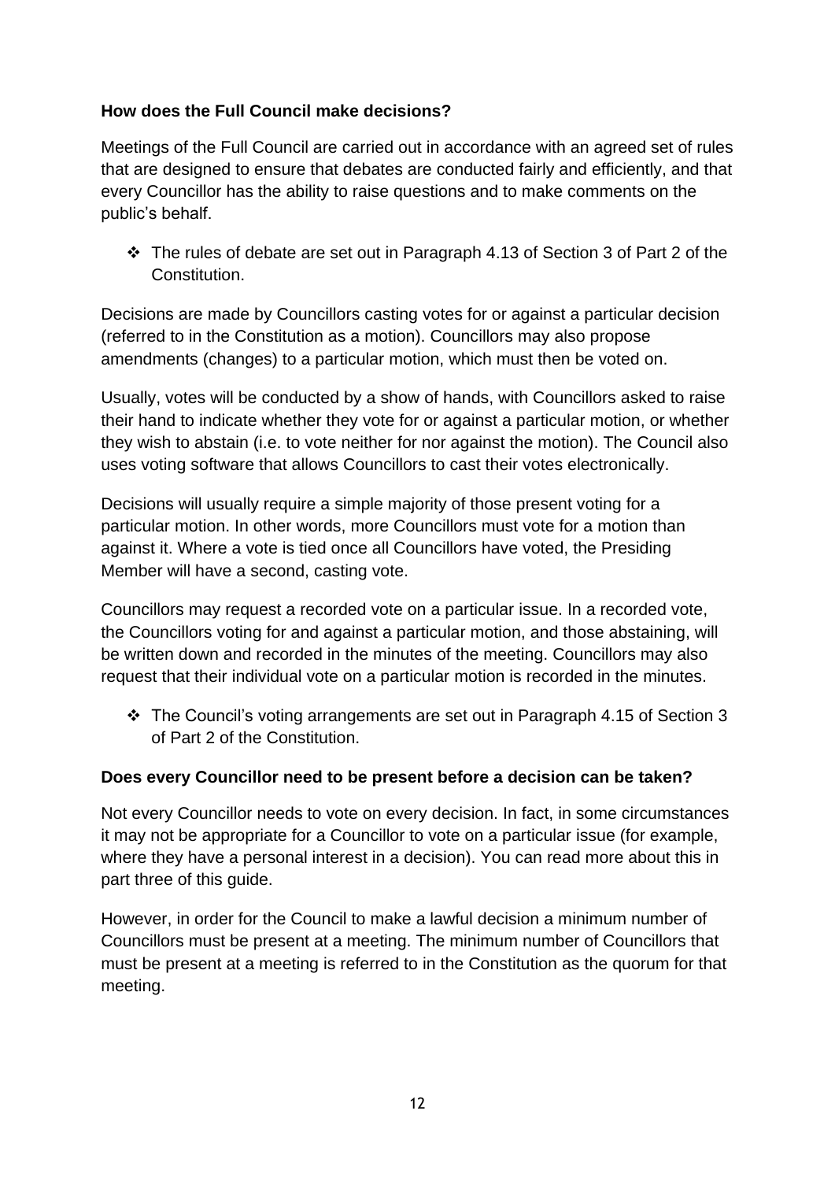**How does the Full Council make decisions?**

Meetings of the Full Council are carried out in accordance with an agreed set of rules that are designed to ensure that debates are conducted fairly and efficiently, and that every Councillor has the ability to raise questions and to make comments on the public's behalf.

- ❖ The rules of debate are set out in Paragraph 4.13 of Section 3 of Part 2 of the Constitution.

Decisions are made by Councillors casting votes for or against a particular decision (referred to in the Constitution as a motion). Councillors may also propose amendments (changes) to a particular motion, which must then be voted on.

Usually, votes will be conducted by a show of hands, with Councillors asked to raise their hand to indicate whether they vote for or against a particular motion, or whether they wish to abstain (i.e. to vote neither for nor against the motion). The Council also uses voting software that allows Councillors to cast their votes electronically.

Decisions will usually require a simple majority of those present voting for a particular motion. In other words, more Councillors must vote for a motion than against it. Where a vote is tied once all Councillors have voted, the Presiding Member will have a second, casting vote.

Councillors may request a recorded vote on a particular issue. In a recorded vote, the Councillors voting for and against a particular motion, and those abstaining, will be written down and recorded in the minutes of the meeting. Councillors may also request that their individual vote on a particular motion is recorded in the minutes.

- ❖ The Council's voting arrangements are set out in Paragraph 4.15 of Section 3 of Part 2 of the Constitution.

**Does every Councillor need to be present before a decision can be taken?**

Not every Councillor needs to vote on every decision. In fact, in some circumstances it may not be appropriate for a Councillor to vote on a particular issue (for example, where they have a personal interest in a decision). You can read more about this in part three of this guide.

However, in order for the Council to make a lawful decision a minimum number of Councillors must be present at a meeting. The minimum number of Councillors that must be present at a meeting is referred to in the Constitution as the quorum for that meeting.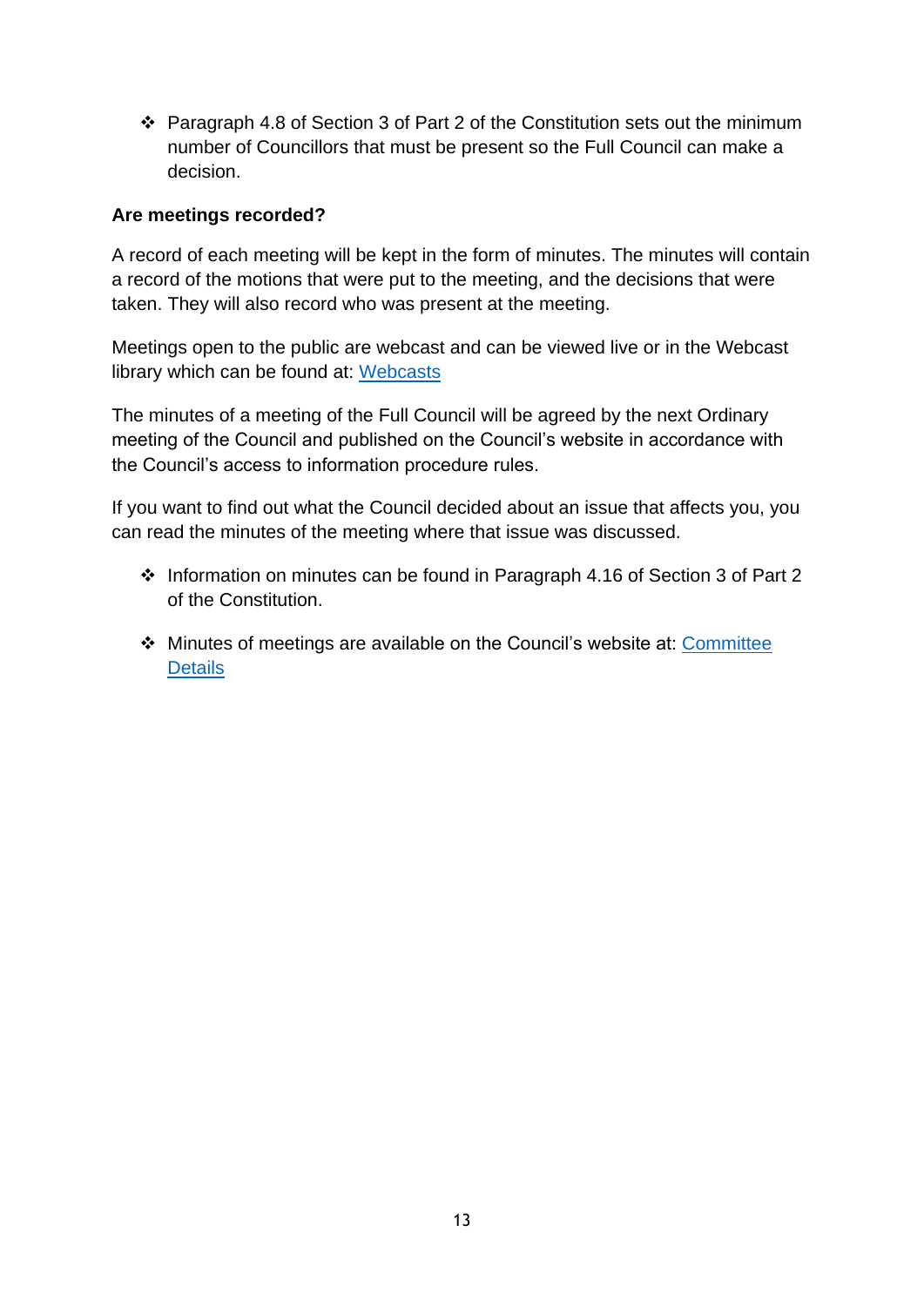- Paragraph 4.8 of Section 3 of Part 2 of the Constitution sets out the minimum number of Councillors that must be present so the Full Council can make a decision.

**Are meetings recorded?**

A record of each meeting will be kept in the form of minutes. The minutes will contain a record of the motions that were put to the meeting, and the decisions that were taken. They will also record who was present at the meeting.

Meetings open to the public are webcast and can be viewed live or in the Webcast library which can be found at: Webcasts

The minutes of a meeting of the Full Council will be agreed by the next Ordinary meeting of the Council and published on the Council's website in accordance with the Council's access to information procedure rules.

If you want to find out what the Council decided about an issue that affects you, you can read the minutes of the meeting where that issue was discussed.

- Information on minutes can be found in Paragraph 4.16 of Section 3 of Part 2 of the Constitution.

- Minutes of meetings are available on the Council's website at: Committee Details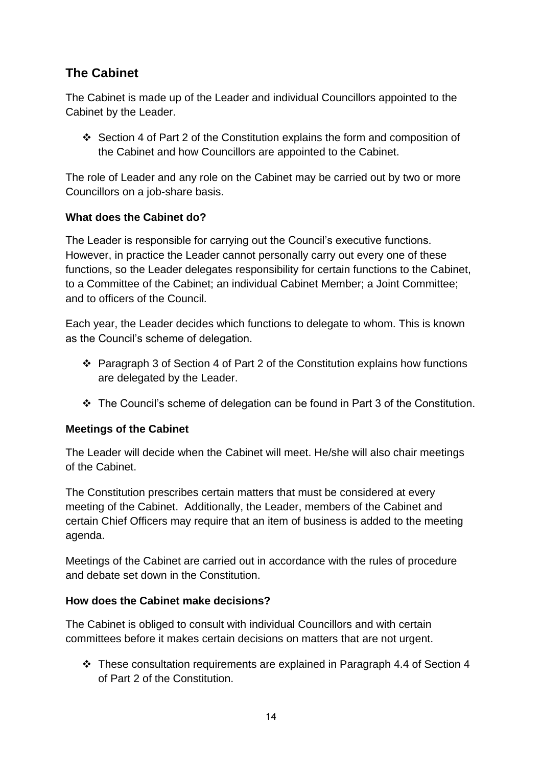## The Cabinet

The Cabinet is made up of the Leader and individual Councillors appointed to the Cabinet by the Leader.

- ❖ Section 4 of Part 2 of the Constitution explains the form and composition of the Cabinet and how Councillors are appointed to the Cabinet.

The role of Leader and any role on the Cabinet may be carried out by two or more Councillors on a job-share basis.

### What does the Cabinet do?

The Leader is responsible for carrying out the Council's executive functions. However, in practice the Leader cannot personally carry out every one of these functions, so the Leader delegates responsibility for certain functions to the Cabinet, to a Committee of the Cabinet; an individual Cabinet Member; a Joint Committee; and to officers of the Council.

Each year, the Leader decides which functions to delegate to whom. This is known as the Council's scheme of delegation.

- ❖ Paragraph 3 of Section 4 of Part 2 of the Constitution explains how functions are delegated by the Leader.
- ❖ The Council's scheme of delegation can be found in Part 3 of the Constitution.

### Meetings of the Cabinet

The Leader will decide when the Cabinet will meet. He/she will also chair meetings of the Cabinet.

The Constitution prescribes certain matters that must be considered at every meeting of the Cabinet. Additionally, the Leader, members of the Cabinet and certain Chief Officers may require that an item of business is added to the meeting agenda.

Meetings of the Cabinet are carried out in accordance with the rules of procedure and debate set down in the Constitution.

### How does the Cabinet make decisions?

The Cabinet is obliged to consult with individual Councillors and with certain committees before it makes certain decisions on matters that are not urgent.

- ❖ These consultation requirements are explained in Paragraph 4.4 of Section 4 of Part 2 of the Constitution.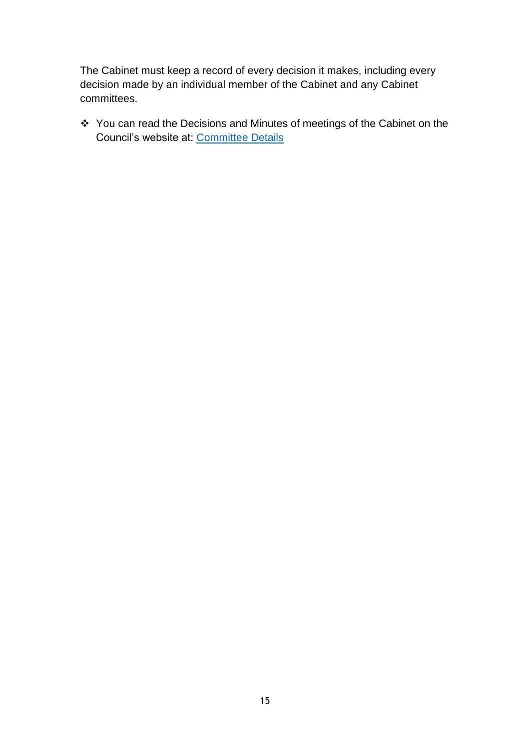The Cabinet must keep a record of every decision it makes, including every decision made by an individual member of the Cabinet and any Cabinet committees.

- You can read the Decisions and Minutes of meetings of the Cabinet on the Council's website at: Committee Details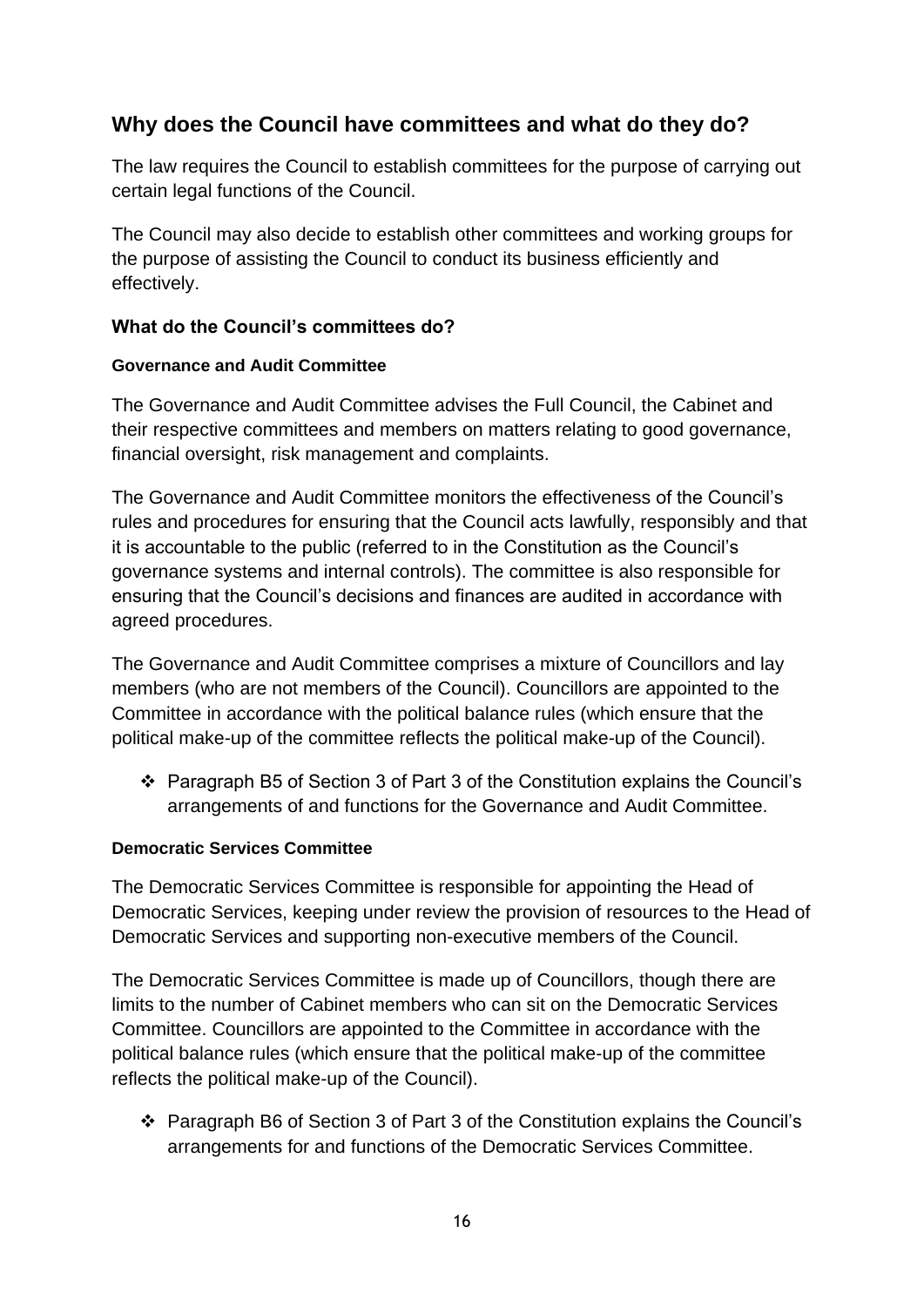## Why does the Council have committees and what do they do?

The law requires the Council to establish committees for the purpose of carrying out certain legal functions of the Council.

The Council may also decide to establish other committees and working groups for the purpose of assisting the Council to conduct its business efficiently and effectively.

### What do the Council's committees do?

#### Governance and Audit Committee

The Governance and Audit Committee advises the Full Council, the Cabinet and their respective committees and members on matters relating to good governance, financial oversight, risk management and complaints.

The Governance and Audit Committee monitors the effectiveness of the Council's rules and procedures for ensuring that the Council acts lawfully, responsibly and that it is accountable to the public (referred to in the Constitution as the Council's governance systems and internal controls). The committee is also responsible for ensuring that the Council's decisions and finances are audited in accordance with agreed procedures.

The Governance and Audit Committee comprises a mixture of Councillors and lay members (who are not members of the Council). Councillors are appointed to the Committee in accordance with the political balance rules (which ensure that the political make-up of the committee reflects the political make-up of the Council).

- ❖ Paragraph B5 of Section 3 of Part 3 of the Constitution explains the Council's arrangements of and functions for the Governance and Audit Committee.

#### Democratic Services Committee

The Democratic Services Committee is responsible for appointing the Head of Democratic Services, keeping under review the provision of resources to the Head of Democratic Services and supporting non-executive members of the Council.

The Democratic Services Committee is made up of Councillors, though there are limits to the number of Cabinet members who can sit on the Democratic Services Committee. Councillors are appointed to the Committee in accordance with the political balance rules (which ensure that the political make-up of the committee reflects the political make-up of the Council).

- ❖ Paragraph B6 of Section 3 of Part 3 of the Constitution explains the Council's arrangements for and functions of the Democratic Services Committee.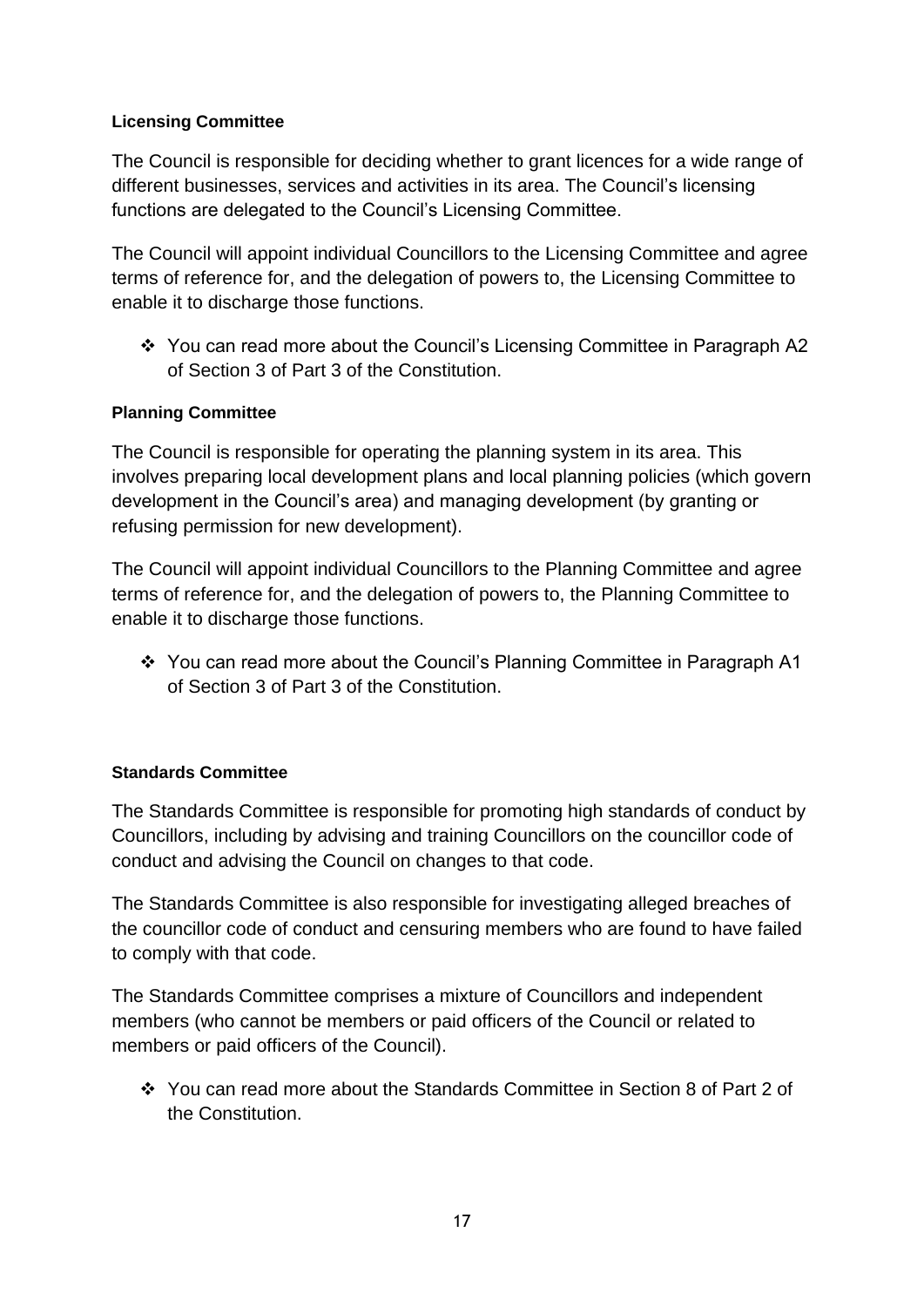**Licensing Committee**

The Council is responsible for deciding whether to grant licences for a wide range of different businesses, services and activities in its area. The Council's licensing functions are delegated to the Council's Licensing Committee.

The Council will appoint individual Councillors to the Licensing Committee and agree terms of reference for, and the delegation of powers to, the Licensing Committee to enable it to discharge those functions.

- ❖ You can read more about the Council's Licensing Committee in Paragraph A2 of Section 3 of Part 3 of the Constitution.

**Planning Committee**

The Council is responsible for operating the planning system in its area. This involves preparing local development plans and local planning policies (which govern development in the Council's area) and managing development (by granting or refusing permission for new development).

The Council will appoint individual Councillors to the Planning Committee and agree terms of reference for, and the delegation of powers to, the Planning Committee to enable it to discharge those functions.

- ❖ You can read more about the Council's Planning Committee in Paragraph A1 of Section 3 of Part 3 of the Constitution.

**Standards Committee**

The Standards Committee is responsible for promoting high standards of conduct by Councillors, including by advising and training Councillors on the councillor code of conduct and advising the Council on changes to that code.

The Standards Committee is also responsible for investigating alleged breaches of the councillor code of conduct and censuring members who are found to have failed to comply with that code.

The Standards Committee comprises a mixture of Councillors and independent members (who cannot be members or paid officers of the Council or related to members or paid officers of the Council).

- ❖ You can read more about the Standards Committee in Section 8 of Part 2 of the Constitution.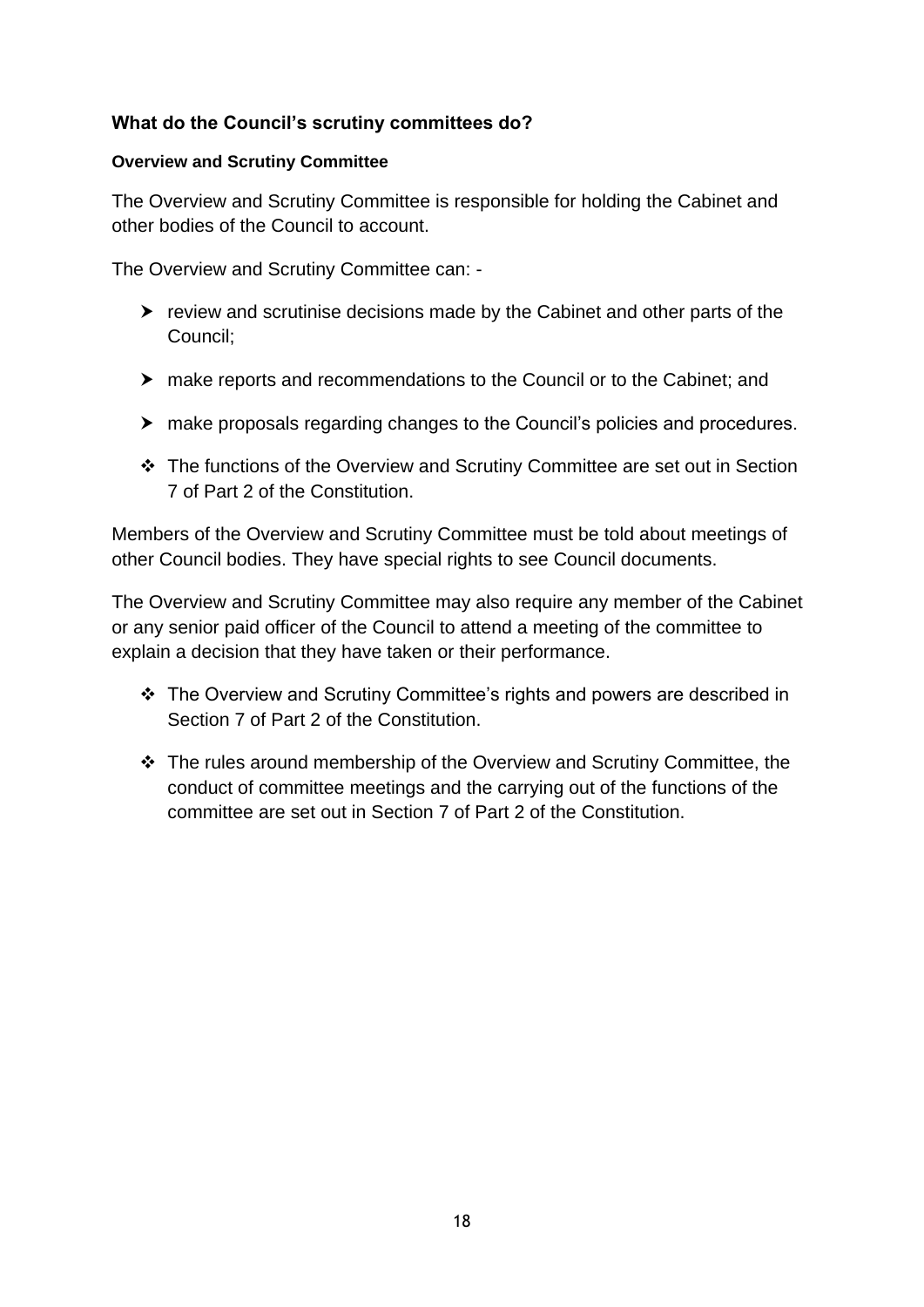### What do the Council's scrutiny committees do?

#### Overview and Scrutiny Committee

The Overview and Scrutiny Committee is responsible for holding the Cabinet and other bodies of the Council to account.

The Overview and Scrutiny Committee can: -

- review and scrutinise decisions made by the Cabinet and other parts of the Council;
- make reports and recommendations to the Council or to the Cabinet; and
- make proposals regarding changes to the Council's policies and procedures.

- ❖ The functions of the Overview and Scrutiny Committee are set out in Section 7 of Part 2 of the Constitution.

Members of the Overview and Scrutiny Committee must be told about meetings of other Council bodies. They have special rights to see Council documents.

The Overview and Scrutiny Committee may also require any member of the Cabinet or any senior paid officer of the Council to attend a meeting of the committee to explain a decision that they have taken or their performance.

- ❖ The Overview and Scrutiny Committee's rights and powers are described in Section 7 of Part 2 of the Constitution.
- ❖ The rules around membership of the Overview and Scrutiny Committee, the conduct of committee meetings and the carrying out of the functions of the committee are set out in Section 7 of Part 2 of the Constitution.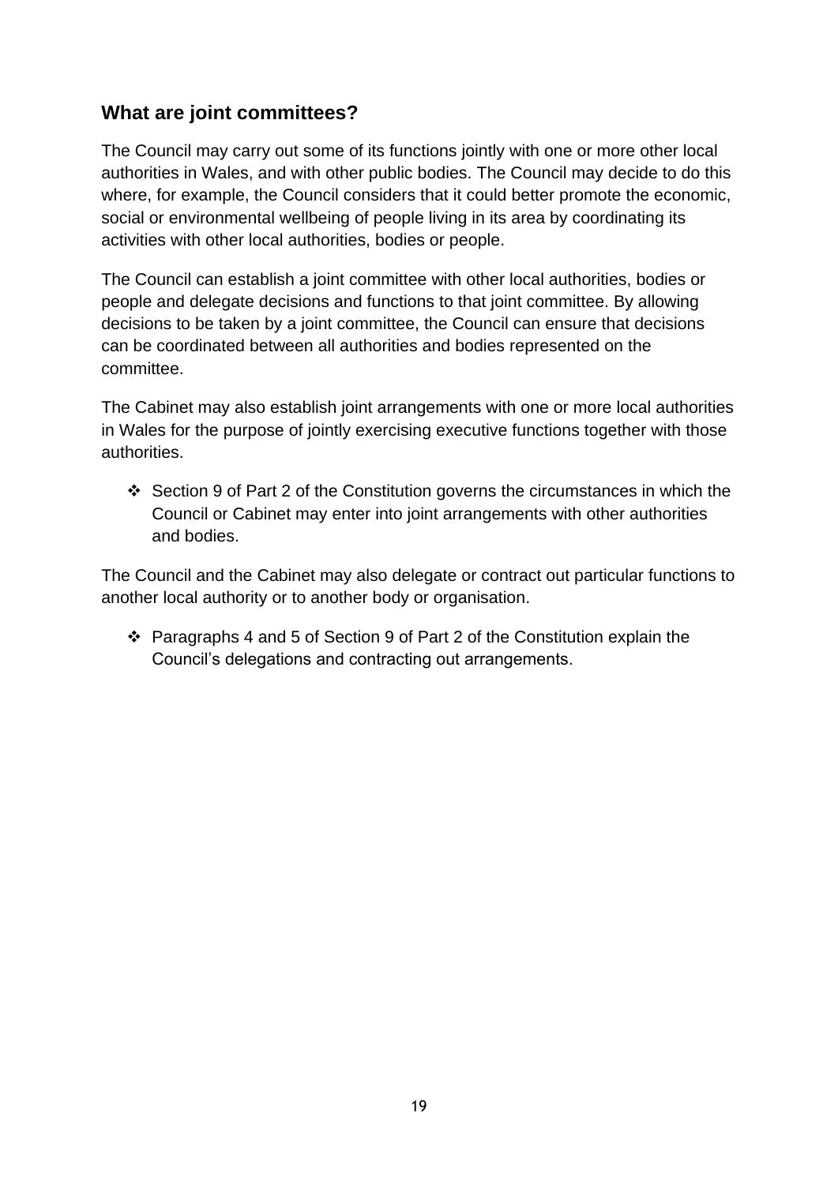## What are joint committees?

The Council may carry out some of its functions jointly with one or more other local authorities in Wales, and with other public bodies. The Council may decide to do this where, for example, the Council considers that it could better promote the economic, social or environmental wellbeing of people living in its area by coordinating its activities with other local authorities, bodies or people.

The Council can establish a joint committee with other local authorities, bodies or people and delegate decisions and functions to that joint committee. By allowing decisions to be taken by a joint committee, the Council can ensure that decisions can be coordinated between all authorities and bodies represented on the committee.

The Cabinet may also establish joint arrangements with one or more local authorities in Wales for the purpose of jointly exercising executive functions together with those authorities.

- ❖ Section 9 of Part 2 of the Constitution governs the circumstances in which the Council or Cabinet may enter into joint arrangements with other authorities and bodies.

The Council and the Cabinet may also delegate or contract out particular functions to another local authority or to another body or organisation.

- ❖ Paragraphs 4 and 5 of Section 9 of Part 2 of the Constitution explain the Council's delegations and contracting out arrangements.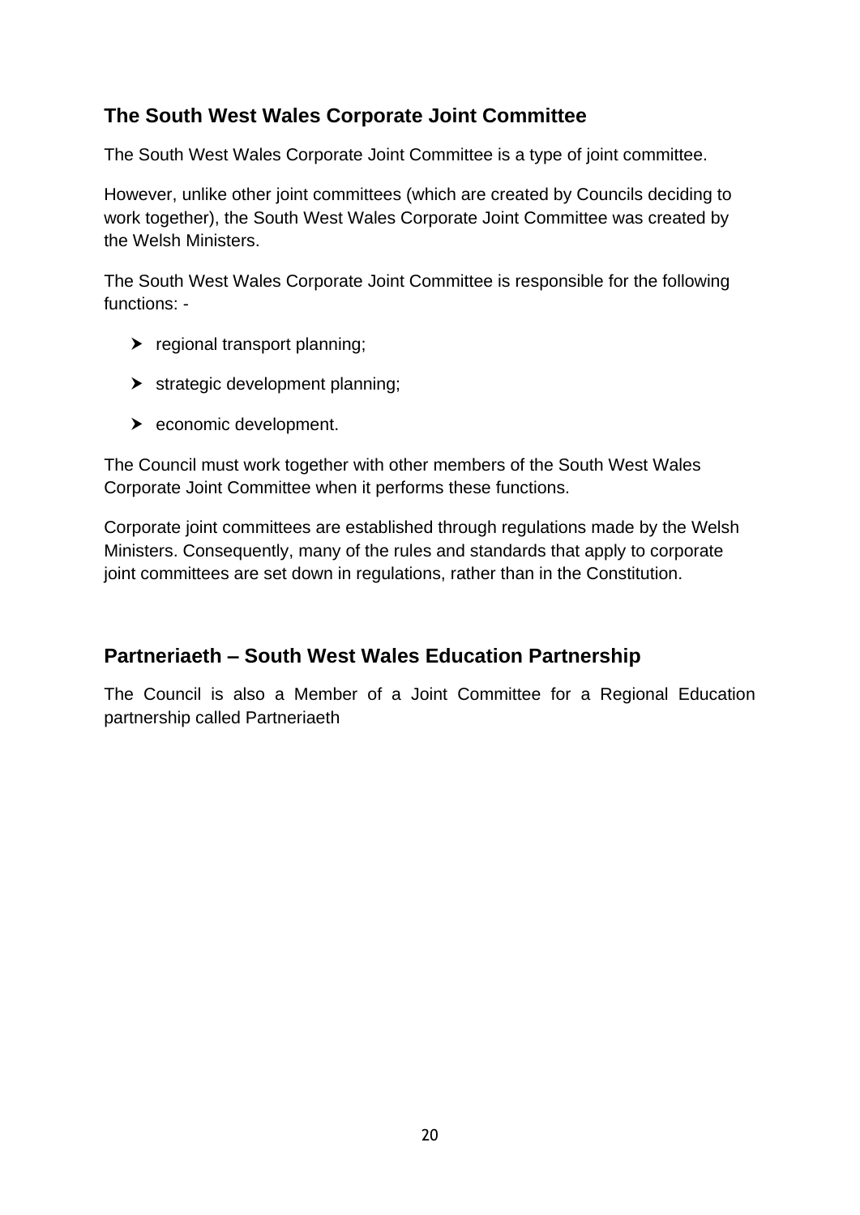## The South West Wales Corporate Joint Committee

The South West Wales Corporate Joint Committee is a type of joint committee.

However, unlike other joint committees (which are created by Councils deciding to work together), the South West Wales Corporate Joint Committee was created by the Welsh Ministers.

The South West Wales Corporate Joint Committee is responsible for the following functions: -

- regional transport planning;
- strategic development planning;
- economic development.

The Council must work together with other members of the South West Wales Corporate Joint Committee when it performs these functions.

Corporate joint committees are established through regulations made by the Welsh Ministers. Consequently, many of the rules and standards that apply to corporate joint committees are set down in regulations, rather than in the Constitution.

## Partneriaeth – South West Wales Education Partnership

The Council is also a Member of a Joint Committee for a Regional Education partnership called Partneriaeth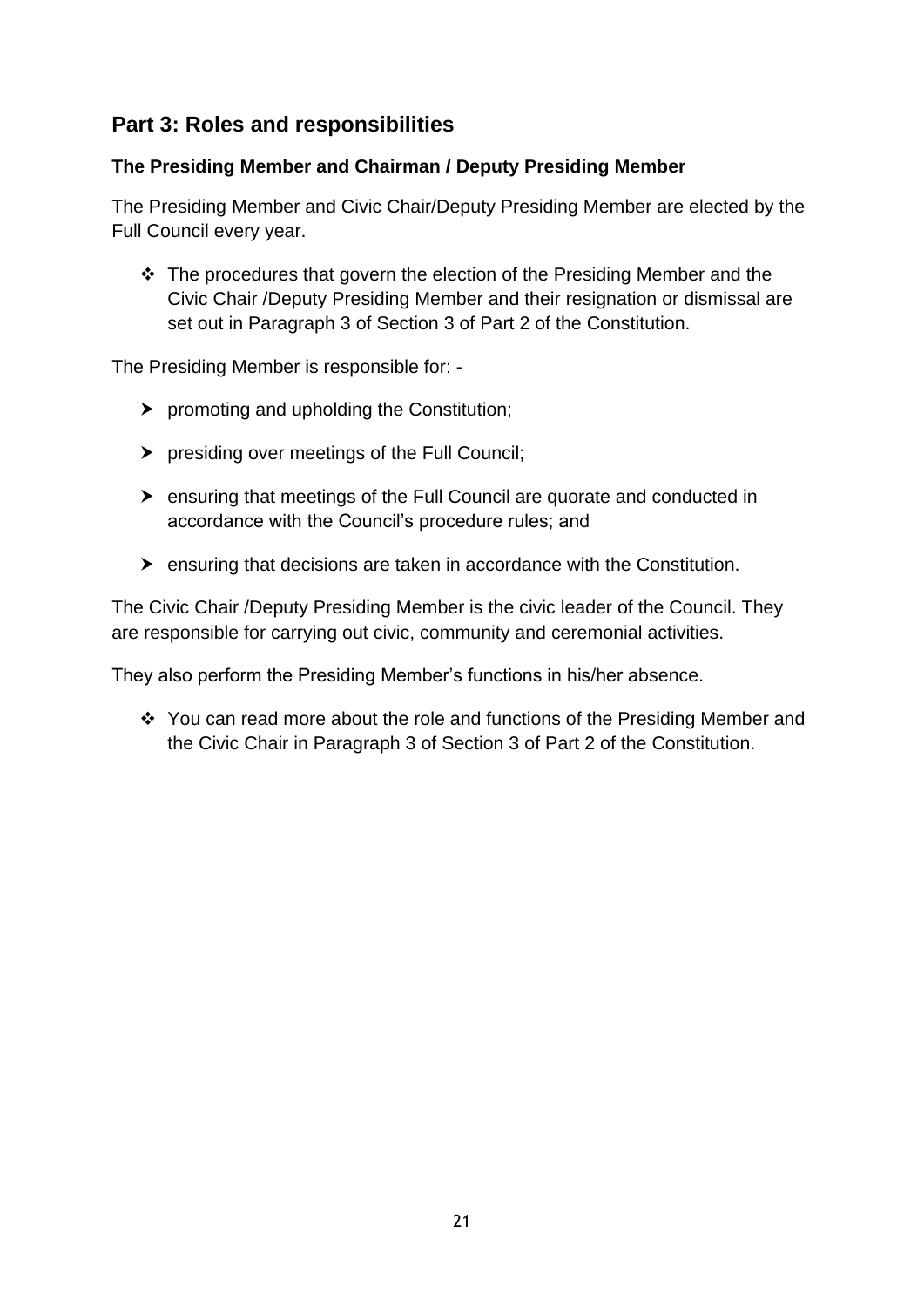## Part 3: Roles and responsibilities

### The Presiding Member and Chairman / Deputy Presiding Member

The Presiding Member and Civic Chair/Deputy Presiding Member are elected by the Full Council every year.

- ❖ The procedures that govern the election of the Presiding Member and the Civic Chair /Deputy Presiding Member and their resignation or dismissal are set out in Paragraph 3 of Section 3 of Part 2 of the Constitution.

The Presiding Member is responsible for: -

- promoting and upholding the Constitution;
- presiding over meetings of the Full Council;
- ensuring that meetings of the Full Council are quorate and conducted in accordance with the Council's procedure rules; and
- ensuring that decisions are taken in accordance with the Constitution.

The Civic Chair /Deputy Presiding Member is the civic leader of the Council. They are responsible for carrying out civic, community and ceremonial activities.

They also perform the Presiding Member's functions in his/her absence.

- ❖ You can read more about the role and functions of the Presiding Member and the Civic Chair in Paragraph 3 of Section 3 of Part 2 of the Constitution.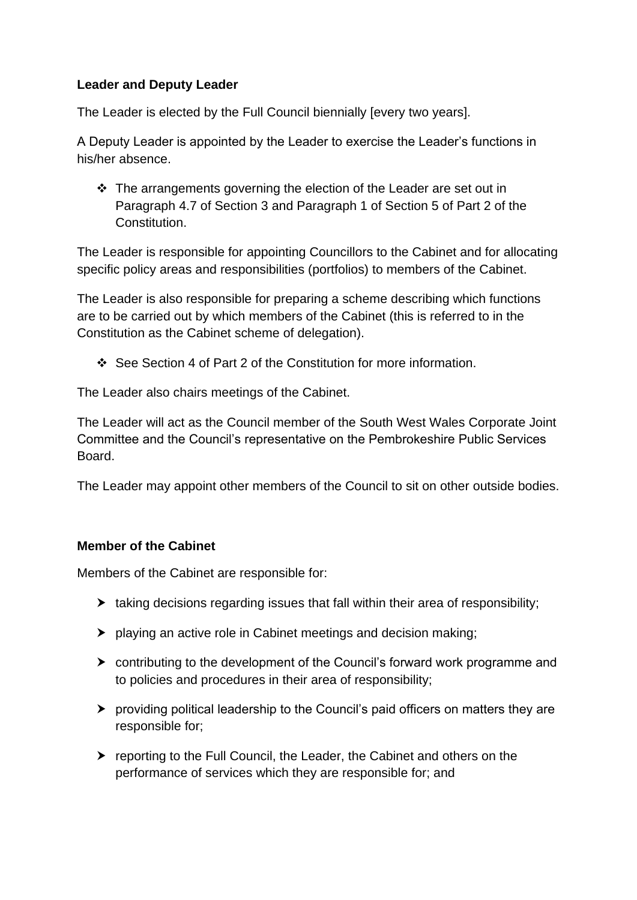**Leader and Deputy Leader**

The Leader is elected by the Full Council biennially [every two years].

A Deputy Leader is appointed by the Leader to exercise the Leader's functions in his/her absence.

- ❖ The arrangements governing the election of the Leader are set out in Paragraph 4.7 of Section 3 and Paragraph 1 of Section 5 of Part 2 of the Constitution.

The Leader is responsible for appointing Councillors to the Cabinet and for allocating specific policy areas and responsibilities (portfolios) to members of the Cabinet.

The Leader is also responsible for preparing a scheme describing which functions are to be carried out by which members of the Cabinet (this is referred to in the Constitution as the Cabinet scheme of delegation).

- ❖ See Section 4 of Part 2 of the Constitution for more information.

The Leader also chairs meetings of the Cabinet.

The Leader will act as the Council member of the South West Wales Corporate Joint Committee and the Council's representative on the Pembrokeshire Public Services Board.

The Leader may appoint other members of the Council to sit on other outside bodies.

**Member of the Cabinet**

Members of the Cabinet are responsible for:

- taking decisions regarding issues that fall within their area of responsibility;
- playing an active role in Cabinet meetings and decision making;
- contributing to the development of the Council's forward work programme and to policies and procedures in their area of responsibility;
- providing political leadership to the Council's paid officers on matters they are responsible for;
- reporting to the Full Council, the Leader, the Cabinet and others on the performance of services which they are responsible for; and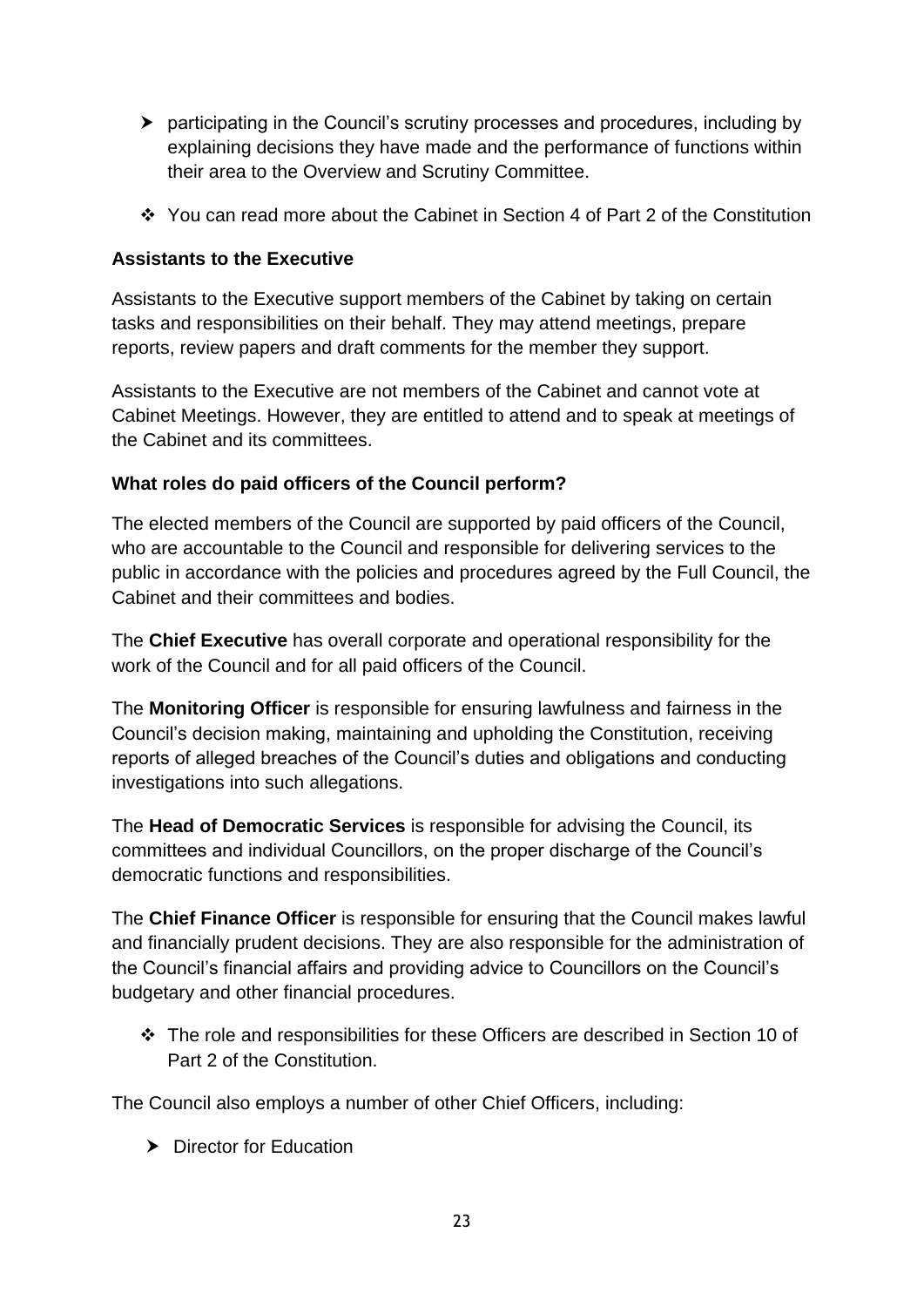- participating in the Council's scrutiny processes and procedures, including by explaining decisions they have made and the performance of functions within their area to the Overview and Scrutiny Committee.

❖ You can read more about the Cabinet in Section 4 of Part 2 of the Constitution

**Assistants to the Executive**

Assistants to the Executive support members of the Cabinet by taking on certain tasks and responsibilities on their behalf. They may attend meetings, prepare reports, review papers and draft comments for the member they support.

Assistants to the Executive are not members of the Cabinet and cannot vote at Cabinet Meetings. However, they are entitled to attend and to speak at meetings of the Cabinet and its committees.

**What roles do paid officers of the Council perform?**

The elected members of the Council are supported by paid officers of the Council, who are accountable to the Council and responsible for delivering services to the public in accordance with the policies and procedures agreed by the Full Council, the Cabinet and their committees and bodies.

The **Chief Executive** has overall corporate and operational responsibility for the work of the Council and for all paid officers of the Council.

The **Monitoring Officer** is responsible for ensuring lawfulness and fairness in the Council's decision making, maintaining and upholding the Constitution, receiving reports of alleged breaches of the Council's duties and obligations and conducting investigations into such allegations.

The **Head of Democratic Services** is responsible for advising the Council, its committees and individual Councillors, on the proper discharge of the Council's democratic functions and responsibilities.

The **Chief Finance Officer** is responsible for ensuring that the Council makes lawful and financially prudent decisions. They are also responsible for the administration of the Council's financial affairs and providing advice to Councillors on the Council's budgetary and other financial procedures.

❖ The role and responsibilities for these Officers are described in Section 10 of Part 2 of the Constitution.

The Council also employs a number of other Chief Officers, including:

- Director for Education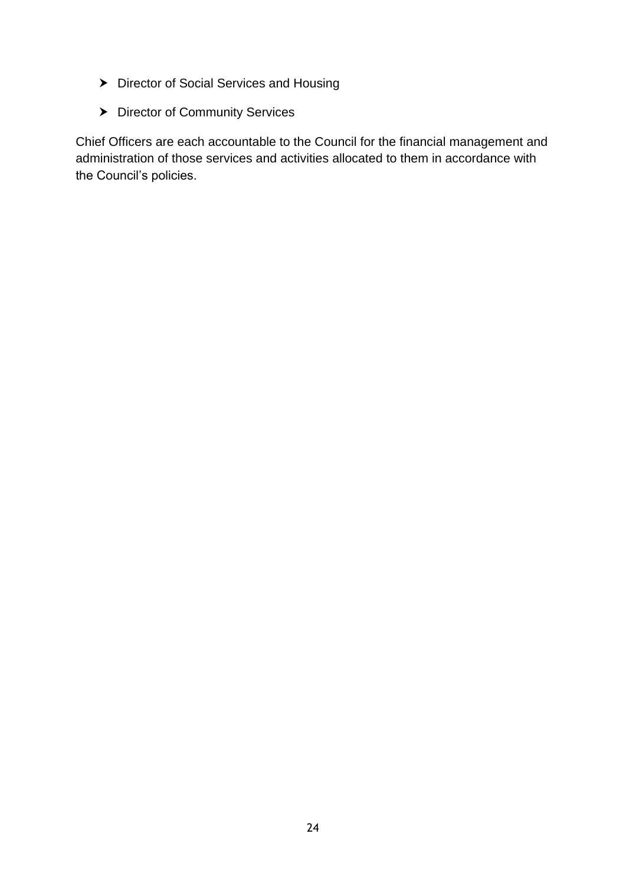- Director of Social Services and Housing
- Director of Community Services

Chief Officers are each accountable to the Council for the financial management and administration of those services and activities allocated to them in accordance with the Council's policies.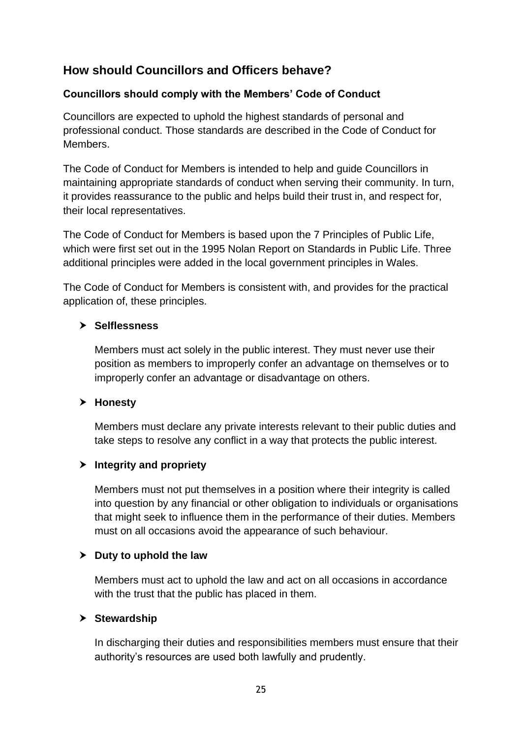## How should Councillors and Officers behave?

### Councillors should comply with the Members' Code of Conduct

Councillors are expected to uphold the highest standards of personal and professional conduct. Those standards are described in the Code of Conduct for Members.

The Code of Conduct for Members is intended to help and guide Councillors in maintaining appropriate standards of conduct when serving their community. In turn, it provides reassurance to the public and helps build their trust in, and respect for, their local representatives.

The Code of Conduct for Members is based upon the 7 Principles of Public Life, which were first set out in the 1995 Nolan Report on Standards in Public Life. Three additional principles were added in the local government principles in Wales.

The Code of Conduct for Members is consistent with, and provides for the practical application of, these principles.

- **Selflessness**

  Members must act solely in the public interest. They must never use their position as members to improperly confer an advantage on themselves or to improperly confer an advantage or disadvantage on others.

- **Honesty**

  Members must declare any private interests relevant to their public duties and take steps to resolve any conflict in a way that protects the public interest.

- **Integrity and propriety**

  Members must not put themselves in a position where their integrity is called into question by any financial or other obligation to individuals or organisations that might seek to influence them in the performance of their duties. Members must on all occasions avoid the appearance of such behaviour.

- **Duty to uphold the law**

  Members must act to uphold the law and act on all occasions in accordance with the trust that the public has placed in them.

- **Stewardship**

  In discharging their duties and responsibilities members must ensure that their authority's resources are used both lawfully and prudently.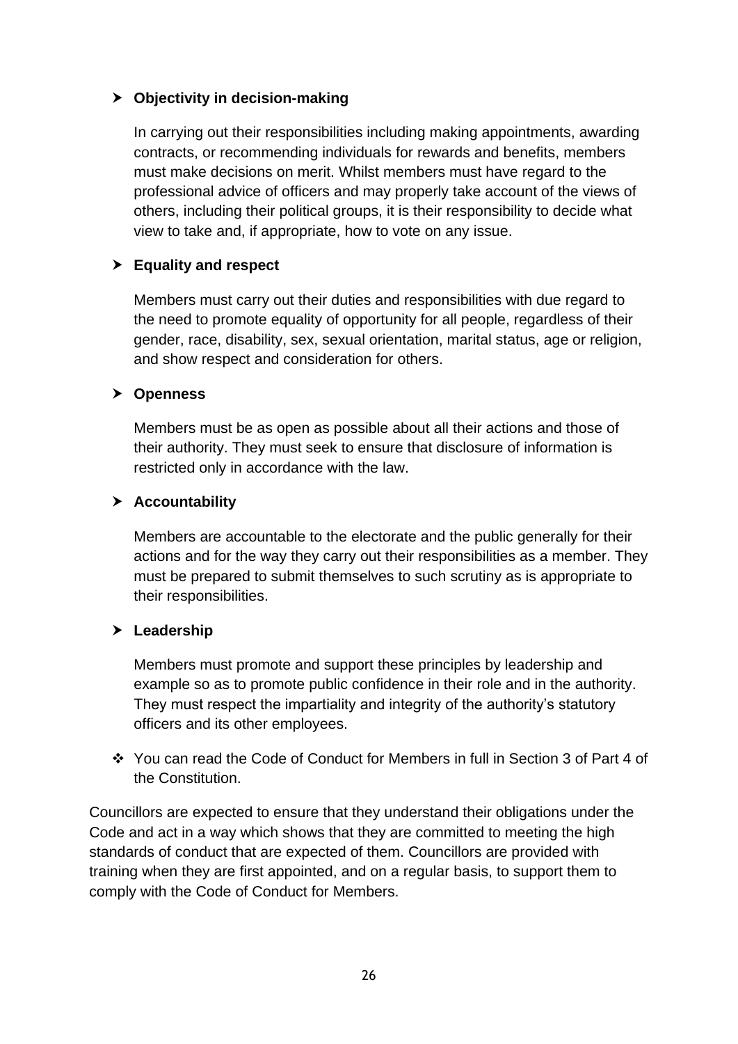- **Objectivity in decision-making**

  In carrying out their responsibilities including making appointments, awarding contracts, or recommending individuals for rewards and benefits, members must make decisions on merit. Whilst members must have regard to the professional advice of officers and may properly take account of the views of others, including their political groups, it is their responsibility to decide what view to take and, if appropriate, how to vote on any issue.

- **Equality and respect**

  Members must carry out their duties and responsibilities with due regard to the need to promote equality of opportunity for all people, regardless of their gender, race, disability, sex, sexual orientation, marital status, age or religion, and show respect and consideration for others.

- **Openness**

  Members must be as open as possible about all their actions and those of their authority. They must seek to ensure that disclosure of information is restricted only in accordance with the law.

- **Accountability**

  Members are accountable to the electorate and the public generally for their actions and for the way they carry out their responsibilities as a member. They must be prepared to submit themselves to such scrutiny as is appropriate to their responsibilities.

- **Leadership**

  Members must promote and support these principles by leadership and example so as to promote public confidence in their role and in the authority. They must respect the impartiality and integrity of the authority's statutory officers and its other employees.

- You can read the Code of Conduct for Members in full in Section 3 of Part 4 of the Constitution.

Councillors are expected to ensure that they understand their obligations under the Code and act in a way which shows that they are committed to meeting the high standards of conduct that are expected of them. Councillors are provided with training when they are first appointed, and on a regular basis, to support them to comply with the Code of Conduct for Members.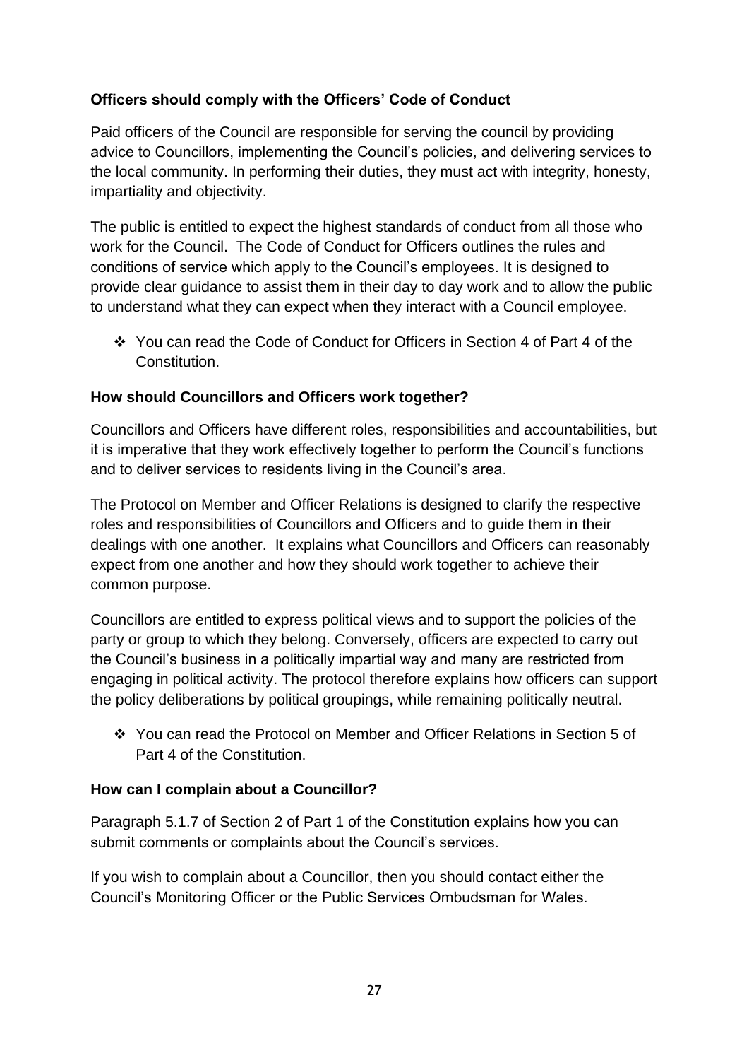**Officers should comply with the Officers' Code of Conduct**

Paid officers of the Council are responsible for serving the council by providing advice to Councillors, implementing the Council's policies, and delivering services to the local community. In performing their duties, they must act with integrity, honesty, impartiality and objectivity.

The public is entitled to expect the highest standards of conduct from all those who work for the Council. The Code of Conduct for Officers outlines the rules and conditions of service which apply to the Council's employees. It is designed to provide clear guidance to assist them in their day to day work and to allow the public to understand what they can expect when they interact with a Council employee.

- ❖ You can read the Code of Conduct for Officers in Section 4 of Part 4 of the Constitution.

**How should Councillors and Officers work together?**

Councillors and Officers have different roles, responsibilities and accountabilities, but it is imperative that they work effectively together to perform the Council's functions and to deliver services to residents living in the Council's area.

The Protocol on Member and Officer Relations is designed to clarify the respective roles and responsibilities of Councillors and Officers and to guide them in their dealings with one another. It explains what Councillors and Officers can reasonably expect from one another and how they should work together to achieve their common purpose.

Councillors are entitled to express political views and to support the policies of the party or group to which they belong. Conversely, officers are expected to carry out the Council's business in a politically impartial way and many are restricted from engaging in political activity. The protocol therefore explains how officers can support the policy deliberations by political groupings, while remaining politically neutral.

- ❖ You can read the Protocol on Member and Officer Relations in Section 5 of Part 4 of the Constitution.

**How can I complain about a Councillor?**

Paragraph 5.1.7 of Section 2 of Part 1 of the Constitution explains how you can submit comments or complaints about the Council's services.

If you wish to complain about a Councillor, then you should contact either the Council's Monitoring Officer or the Public Services Ombudsman for Wales.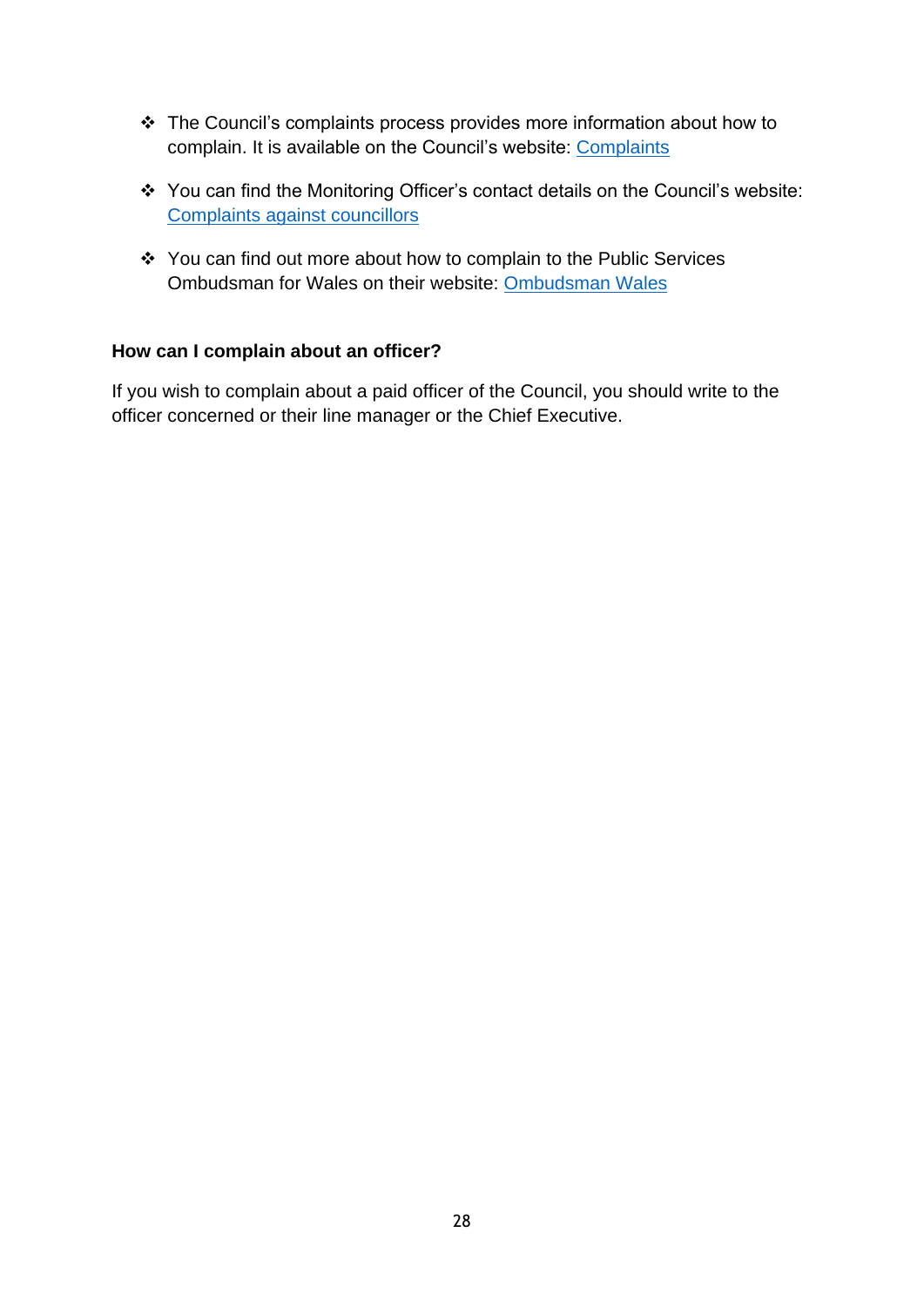- The Council's complaints process provides more information about how to complain. It is available on the Council's website: [Complaints]
- You can find the Monitoring Officer's contact details on the Council's website: [Complaints against councillors]
- You can find out more about how to complain to the Public Services Ombudsman for Wales on their website: [Ombudsman Wales]

**How can I complain about an officer?**

If you wish to complain about a paid officer of the Council, you should write to the officer concerned or their line manager or the Chief Executive.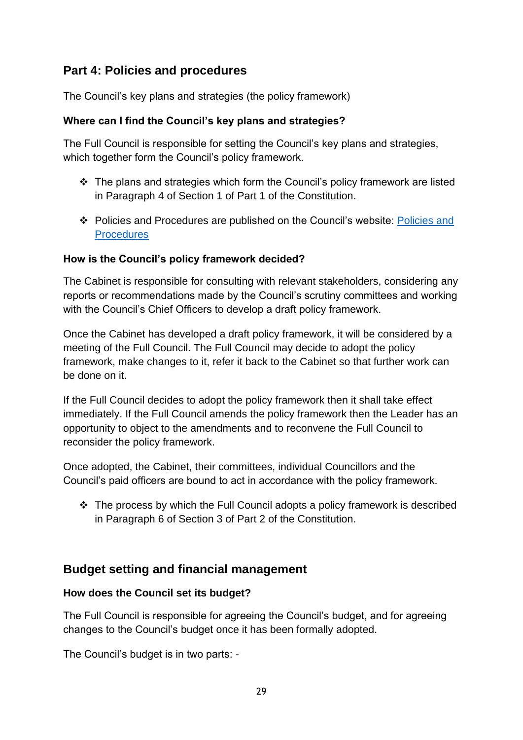## Part 4: Policies and procedures

The Council's key plans and strategies (the policy framework)

**Where can I find the Council's key plans and strategies?**

The Full Council is responsible for setting the Council's key plans and strategies, which together form the Council's policy framework.

- ❖ The plans and strategies which form the Council's policy framework are listed in Paragraph 4 of Section 1 of Part 1 of the Constitution.
- ❖ Policies and Procedures are published on the Council's website: [Policies and Procedures]()

**How is the Council's policy framework decided?**

The Cabinet is responsible for consulting with relevant stakeholders, considering any reports or recommendations made by the Council's scrutiny committees and working with the Council's Chief Officers to develop a draft policy framework.

Once the Cabinet has developed a draft policy framework, it will be considered by a meeting of the Full Council. The Full Council may decide to adopt the policy framework, make changes to it, refer it back to the Cabinet so that further work can be done on it.

If the Full Council decides to adopt the policy framework then it shall take effect immediately. If the Full Council amends the policy framework then the Leader has an opportunity to object to the amendments and to reconvene the Full Council to reconsider the policy framework.

Once adopted, the Cabinet, their committees, individual Councillors and the Council's paid officers are bound to act in accordance with the policy framework.

- ❖ The process by which the Full Council adopts a policy framework is described in Paragraph 6 of Section 3 of Part 2 of the Constitution.

## Budget setting and financial management

**How does the Council set its budget?**

The Full Council is responsible for agreeing the Council's budget, and for agreeing changes to the Council's budget once it has been formally adopted.

The Council's budget is in two parts: -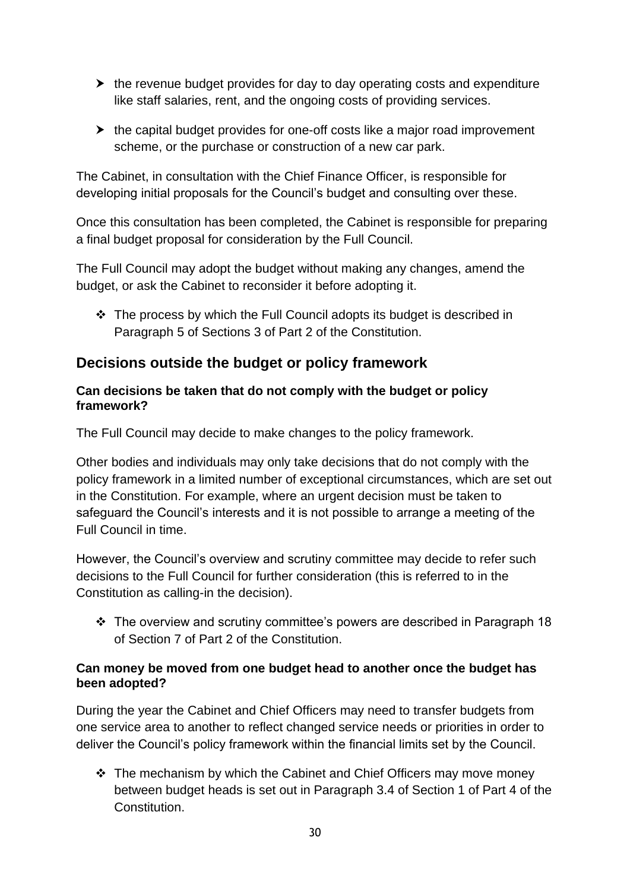- the revenue budget provides for day to day operating costs and expenditure like staff salaries, rent, and the ongoing costs of providing services.

- the capital budget provides for one-off costs like a major road improvement scheme, or the purchase or construction of a new car park.

The Cabinet, in consultation with the Chief Finance Officer, is responsible for developing initial proposals for the Council's budget and consulting over these.

Once this consultation has been completed, the Cabinet is responsible for preparing a final budget proposal for consideration by the Full Council.

The Full Council may adopt the budget without making any changes, amend the budget, or ask the Cabinet to reconsider it before adopting it.

- The process by which the Full Council adopts its budget is described in Paragraph 5 of Sections 3 of Part 2 of the Constitution.

## Decisions outside the budget or policy framework

**Can decisions be taken that do not comply with the budget or policy framework?**

The Full Council may decide to make changes to the policy framework.

Other bodies and individuals may only take decisions that do not comply with the policy framework in a limited number of exceptional circumstances, which are set out in the Constitution. For example, where an urgent decision must be taken to safeguard the Council's interests and it is not possible to arrange a meeting of the Full Council in time.

However, the Council's overview and scrutiny committee may decide to refer such decisions to the Full Council for further consideration (this is referred to in the Constitution as calling-in the decision).

- The overview and scrutiny committee's powers are described in Paragraph 18 of Section 7 of Part 2 of the Constitution.

**Can money be moved from one budget head to another once the budget has been adopted?**

During the year the Cabinet and Chief Officers may need to transfer budgets from one service area to another to reflect changed service needs or priorities in order to deliver the Council's policy framework within the financial limits set by the Council.

- The mechanism by which the Cabinet and Chief Officers may move money between budget heads is set out in Paragraph 3.4 of Section 1 of Part 4 of the Constitution.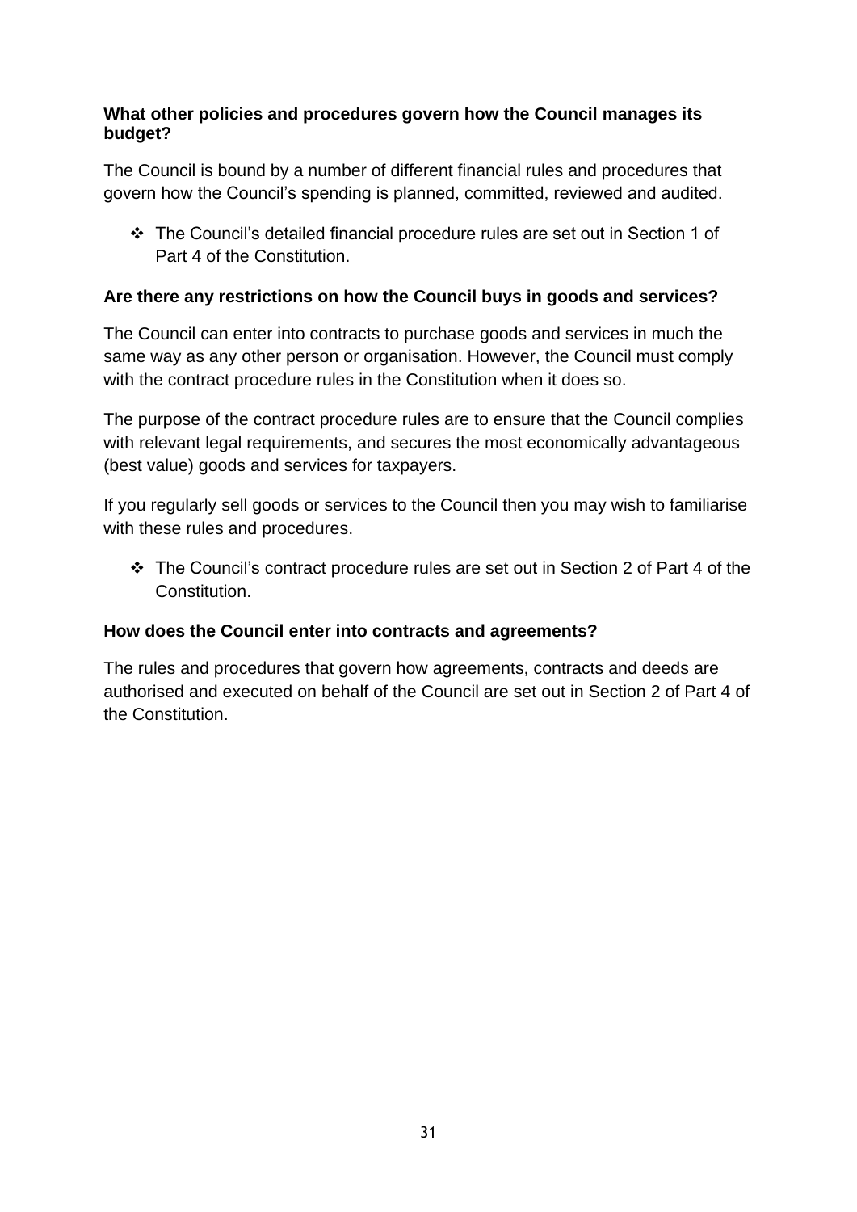**What other policies and procedures govern how the Council manages its budget?**

The Council is bound by a number of different financial rules and procedures that govern how the Council's spending is planned, committed, reviewed and audited.

- ❖ The Council's detailed financial procedure rules are set out in Section 1 of Part 4 of the Constitution.

**Are there any restrictions on how the Council buys in goods and services?**

The Council can enter into contracts to purchase goods and services in much the same way as any other person or organisation. However, the Council must comply with the contract procedure rules in the Constitution when it does so.

The purpose of the contract procedure rules are to ensure that the Council complies with relevant legal requirements, and secures the most economically advantageous (best value) goods and services for taxpayers.

If you regularly sell goods or services to the Council then you may wish to familiarise with these rules and procedures.

- ❖ The Council's contract procedure rules are set out in Section 2 of Part 4 of the Constitution.

**How does the Council enter into contracts and agreements?**

The rules and procedures that govern how agreements, contracts and deeds are authorised and executed on behalf of the Council are set out in Section 2 of Part 4 of the Constitution.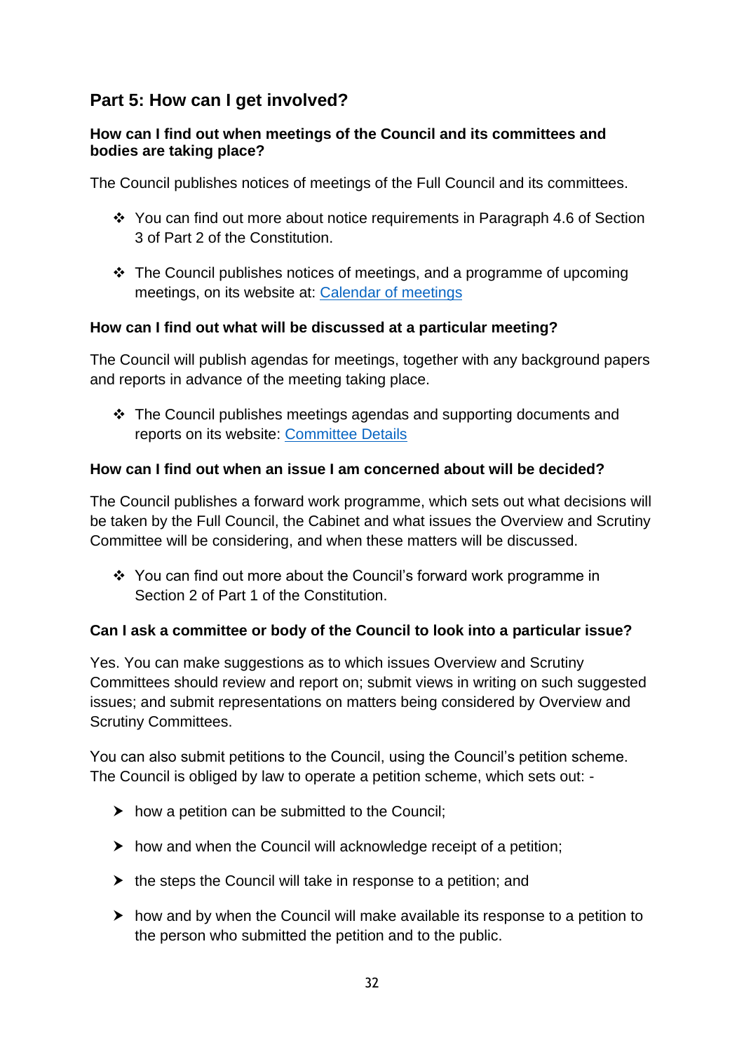## Part 5: How can I get involved?

### How can I find out when meetings of the Council and its committees and bodies are taking place?

The Council publishes notices of meetings of the Full Council and its committees.

- ❖ You can find out more about notice requirements in Paragraph 4.6 of Section 3 of Part 2 of the Constitution.
- ❖ The Council publishes notices of meetings, and a programme of upcoming meetings, on its website at: [Calendar of meetings]

### How can I find out what will be discussed at a particular meeting?

The Council will publish agendas for meetings, together with any background papers and reports in advance of the meeting taking place.

- ❖ The Council publishes meetings agendas and supporting documents and reports on its website: [Committee Details]

### How can I find out when an issue I am concerned about will be decided?

The Council publishes a forward work programme, which sets out what decisions will be taken by the Full Council, the Cabinet and what issues the Overview and Scrutiny Committee will be considering, and when these matters will be discussed.

- ❖ You can find out more about the Council's forward work programme in Section 2 of Part 1 of the Constitution.

### Can I ask a committee or body of the Council to look into a particular issue?

Yes. You can make suggestions as to which issues Overview and Scrutiny Committees should review and report on; submit views in writing on such suggested issues; and submit representations on matters being considered by Overview and Scrutiny Committees.

You can also submit petitions to the Council, using the Council's petition scheme. The Council is obliged by law to operate a petition scheme, which sets out: -

- ➤ how a petition can be submitted to the Council;
- ➤ how and when the Council will acknowledge receipt of a petition;
- ➤ the steps the Council will take in response to a petition; and
- ➤ how and by when the Council will make available its response to a petition to the person who submitted the petition and to the public.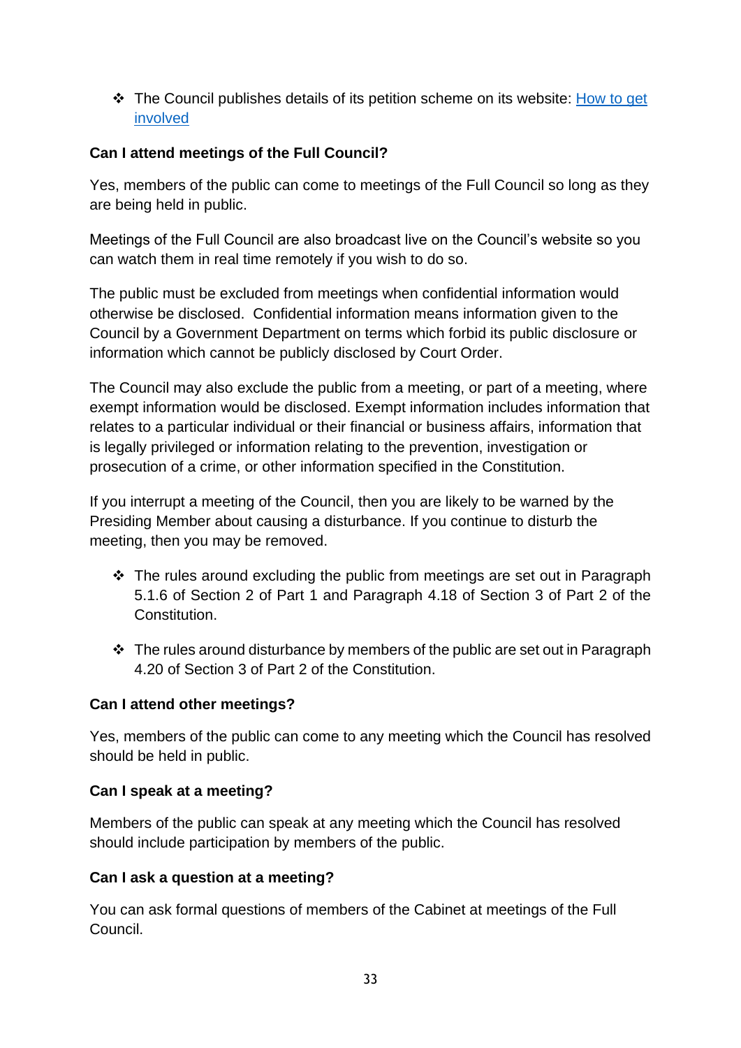- The Council publishes details of its petition scheme on its website: [How to get involved]()

**Can I attend meetings of the Full Council?**

Yes, members of the public can come to meetings of the Full Council so long as they are being held in public.

Meetings of the Full Council are also broadcast live on the Council's website so you can watch them in real time remotely if you wish to do so.

The public must be excluded from meetings when confidential information would otherwise be disclosed. Confidential information means information given to the Council by a Government Department on terms which forbid its public disclosure or information which cannot be publicly disclosed by Court Order.

The Council may also exclude the public from a meeting, or part of a meeting, where exempt information would be disclosed. Exempt information includes information that relates to a particular individual or their financial or business affairs, information that is legally privileged or information relating to the prevention, investigation or prosecution of a crime, or other information specified in the Constitution.

If you interrupt a meeting of the Council, then you are likely to be warned by the Presiding Member about causing a disturbance. If you continue to disturb the meeting, then you may be removed.

- The rules around excluding the public from meetings are set out in Paragraph 5.1.6 of Section 2 of Part 1 and Paragraph 4.18 of Section 3 of Part 2 of the Constitution.

- The rules around disturbance by members of the public are set out in Paragraph 4.20 of Section 3 of Part 2 of the Constitution.

**Can I attend other meetings?**

Yes, members of the public can come to any meeting which the Council has resolved should be held in public.

**Can I speak at a meeting?**

Members of the public can speak at any meeting which the Council has resolved should include participation by members of the public.

**Can I ask a question at a meeting?**

You can ask formal questions of members of the Cabinet at meetings of the Full Council.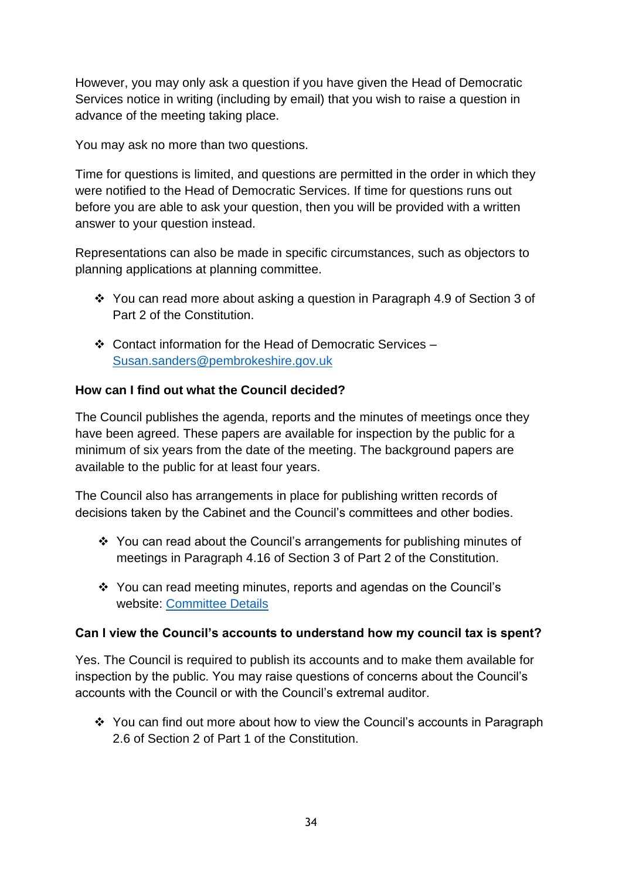However, you may only ask a question if you have given the Head of Democratic Services notice in writing (including by email) that you wish to raise a question in advance of the meeting taking place.

You may ask no more than two questions.

Time for questions is limited, and questions are permitted in the order in which they were notified to the Head of Democratic Services. If time for questions runs out before you are able to ask your question, then you will be provided with a written answer to your question instead.

Representations can also be made in specific circumstances, such as objectors to planning applications at planning committee.

- ❖ You can read more about asking a question in Paragraph 4.9 of Section 3 of Part 2 of the Constitution.
- ❖ Contact information for the Head of Democratic Services – Susan.sanders@pembrokeshire.gov.uk

**How can I find out what the Council decided?**

The Council publishes the agenda, reports and the minutes of meetings once they have been agreed. These papers are available for inspection by the public for a minimum of six years from the date of the meeting. The background papers are available to the public for at least four years.

The Council also has arrangements in place for publishing written records of decisions taken by the Cabinet and the Council's committees and other bodies.

- ❖ You can read about the Council's arrangements for publishing minutes of meetings in Paragraph 4.16 of Section 3 of Part 2 of the Constitution.
- ❖ You can read meeting minutes, reports and agendas on the Council's website: Committee Details

**Can I view the Council's accounts to understand how my council tax is spent?**

Yes. The Council is required to publish its accounts and to make them available for inspection by the public. You may raise questions of concerns about the Council's accounts with the Council or with the Council's extremal auditor.

- ❖ You can find out more about how to view the Council's accounts in Paragraph 2.6 of Section 2 of Part 1 of the Constitution.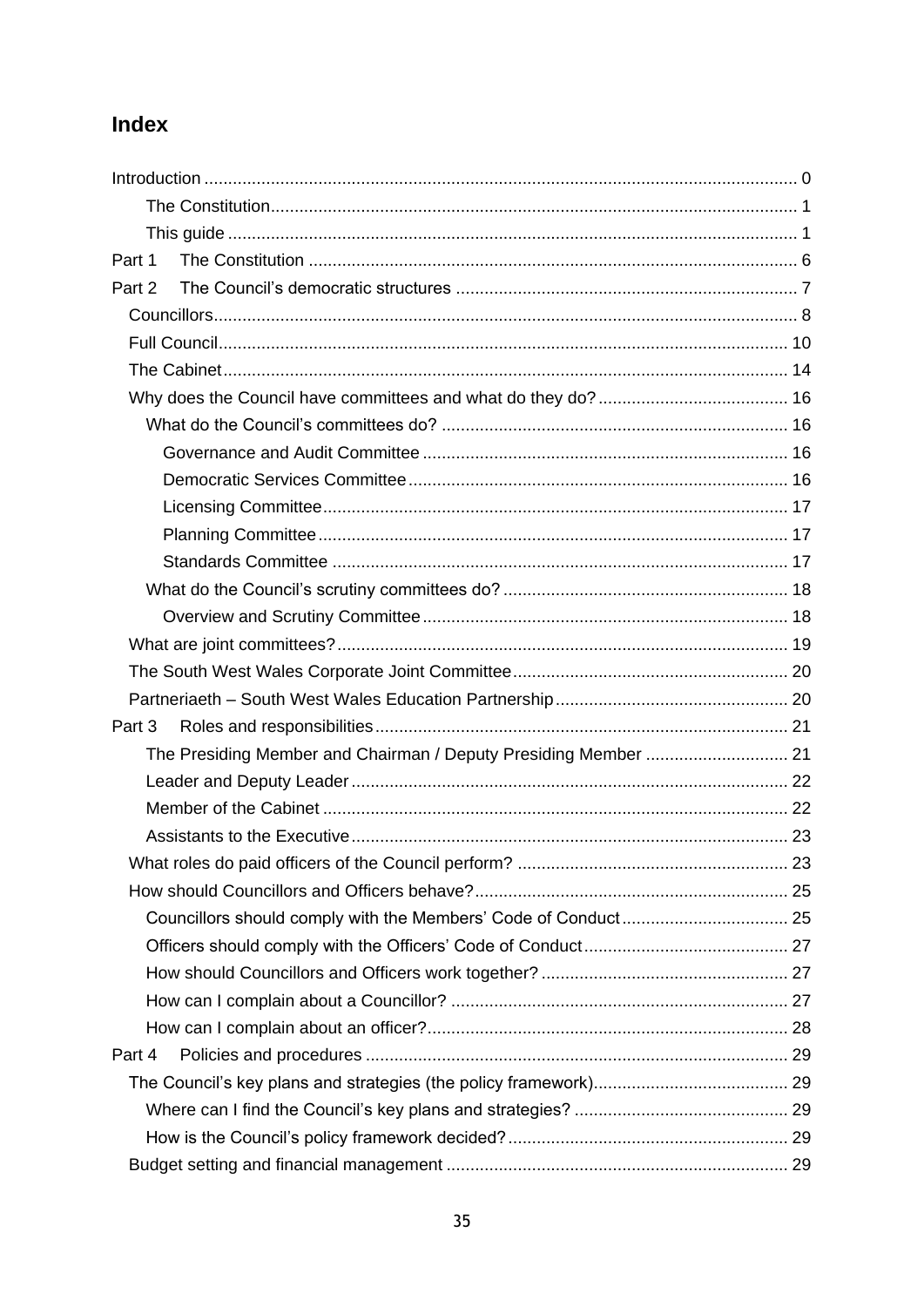## Index

Introduction ........................................................................................................................ 0

- The Constitution.............................................................................................................. 1
- This guide ....................................................................................................................... 1

Part 1 The Constitution ..................................................................................................... 6

Part 2 The Council's democratic structures ....................................................................... 7

- Councillors......................................................................................................................... 8
- Full Council....................................................................................................................... 10
- The Cabinet...................................................................................................................... 14
- Why does the Council have committees and what do they do? ........................................ 16
  - What do the Council's committees do? ........................................................................ 16
    - Governance and Audit Committee ............................................................................ 16
    - Democratic Services Committee ............................................................................... 16
    - Licensing Committee ................................................................................................. 17
    - Planning Committee .................................................................................................. 17
    - Standards Committee ............................................................................................... 17
  - What do the Council's scrutiny committees do? ........................................................... 18
    - Overview and Scrutiny Committee ............................................................................ 18
- What are joint committees? ............................................................................................. 19
- The South West Wales Corporate Joint Committee ......................................................... 20
- Partneriaeth – South West Wales Education Partnership ................................................. 20

Part 3 Roles and responsibilities ...................................................................................... 21

- The Presiding Member and Chairman / Deputy Presiding Member ............................. 21
- Leader and Deputy Leader ........................................................................................... 22
- Member of the Cabinet ................................................................................................. 22
- Assistants to the Executive ........................................................................................... 23
- What roles do paid officers of the Council perform? ......................................................... 23
- How should Councillors and Officers behave? ................................................................. 25
  - Councillors should comply with the Members' Code of Conduct ................................... 25
  - Officers should comply with the Officers' Code of Conduct ........................................... 27
  - How should Councillors and Officers work together? .................................................... 27
  - How can I complain about a Councillor? ...................................................................... 27
  - How can I complain about an officer? ........................................................................... 28

Part 4 Policies and procedures ........................................................................................ 29

- The Council's key plans and strategies (the policy framework) ......................................... 29
  - Where can I find the Council's key plans and strategies? ............................................ 29
  - How is the Council's policy framework decided? .......................................................... 29
- Budget setting and financial management ........................................................................ 29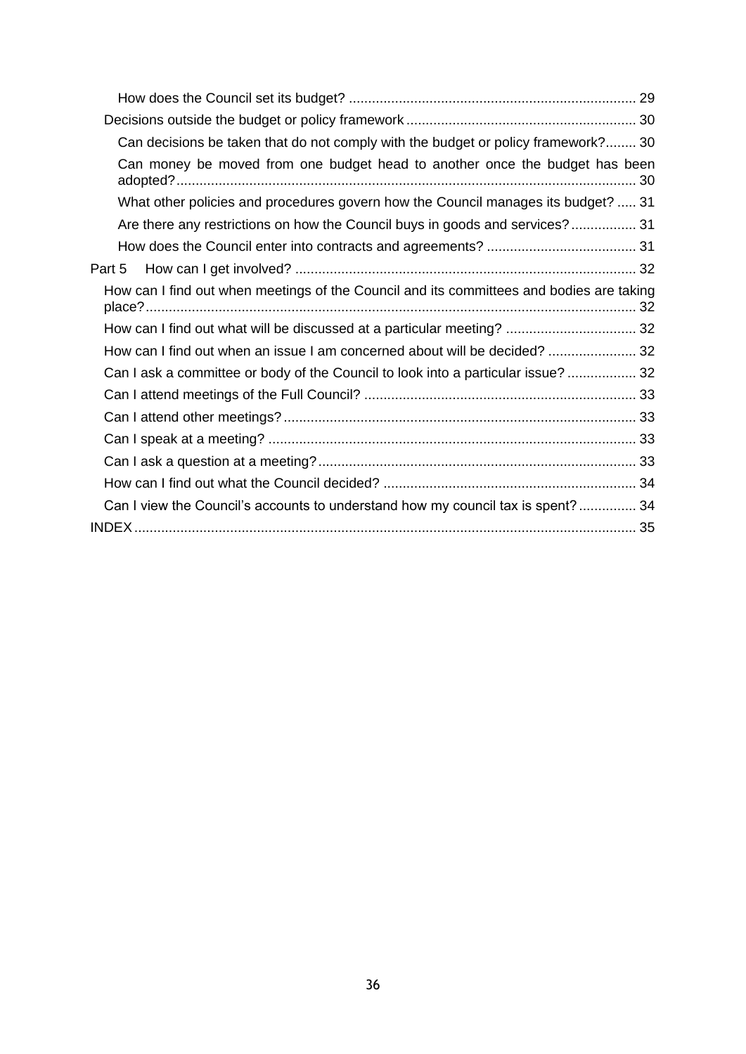How does the Council set its budget? ........................................................................... 29

Decisions outside the budget or policy framework ........................................................... 30

Can decisions be taken that do not comply with the budget or policy framework?........ 30

Can money be moved from one budget head to another once the budget has been adopted?........................................................................................................................ 30

What other policies and procedures govern how the Council manages its budget? ..... 31

Are there any restrictions on how the Council buys in goods and services? ................. 31

How does the Council enter into contracts and agreements? ....................................... 31

Part 5 How can I get involved? ......................................................................................... 32

How can I find out when meetings of the Council and its committees and bodies are taking place?............................................................................................................................... 32

How can I find out what will be discussed at a particular meeting? .................................. 32

How can I find out when an issue I am concerned about will be decided? ....................... 32

Can I ask a committee or body of the Council to look into a particular issue? .................. 32

Can I attend meetings of the Full Council? ....................................................................... 33

Can I attend other meetings?............................................................................................ 33

Can I speak at a meeting? ................................................................................................ 33

Can I ask a question at a meeting?................................................................................... 33

How can I find out what the Council decided? .................................................................. 34

Can I view the Council's accounts to understand how my council tax is spent? ............... 34

INDEX ................................................................................................................................... 35